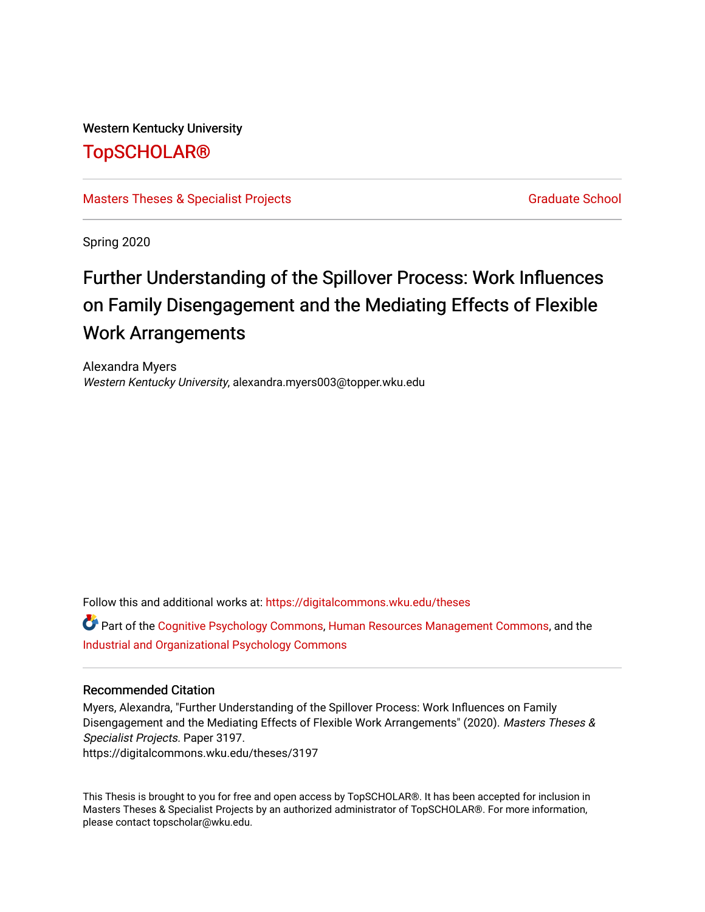Western Kentucky University

# TopSCHOLAR®

Masters Theses & Specialist Projects | Graduate School

Spring 2020

## Further Understanding of the Spillover Process: Work Influences on Family Disengagement and the Mediating Effects of Flexible Work Arrangements

Alexandra Myers
*Western Kentucky University*, alexandra.myers003@topper.wku.edu

Follow this and additional works at: https://digitalcommons.wku.edu/theses

Part of the Cognitive Psychology Commons, Human Resources Management Commons, and the Industrial and Organizational Psychology Commons

### Recommended Citation

Myers, Alexandra, "Further Understanding of the Spillover Process: Work Influences on Family Disengagement and the Mediating Effects of Flexible Work Arrangements" (2020). *Masters Theses & Specialist Projects.* Paper 3197.
https://digitalcommons.wku.edu/theses/3197

This Thesis is brought to you for free and open access by TopSCHOLAR®. It has been accepted for inclusion in Masters Theses & Specialist Projects by an authorized administrator of TopSCHOLAR®. For more information, please contact topscholar@wku.edu.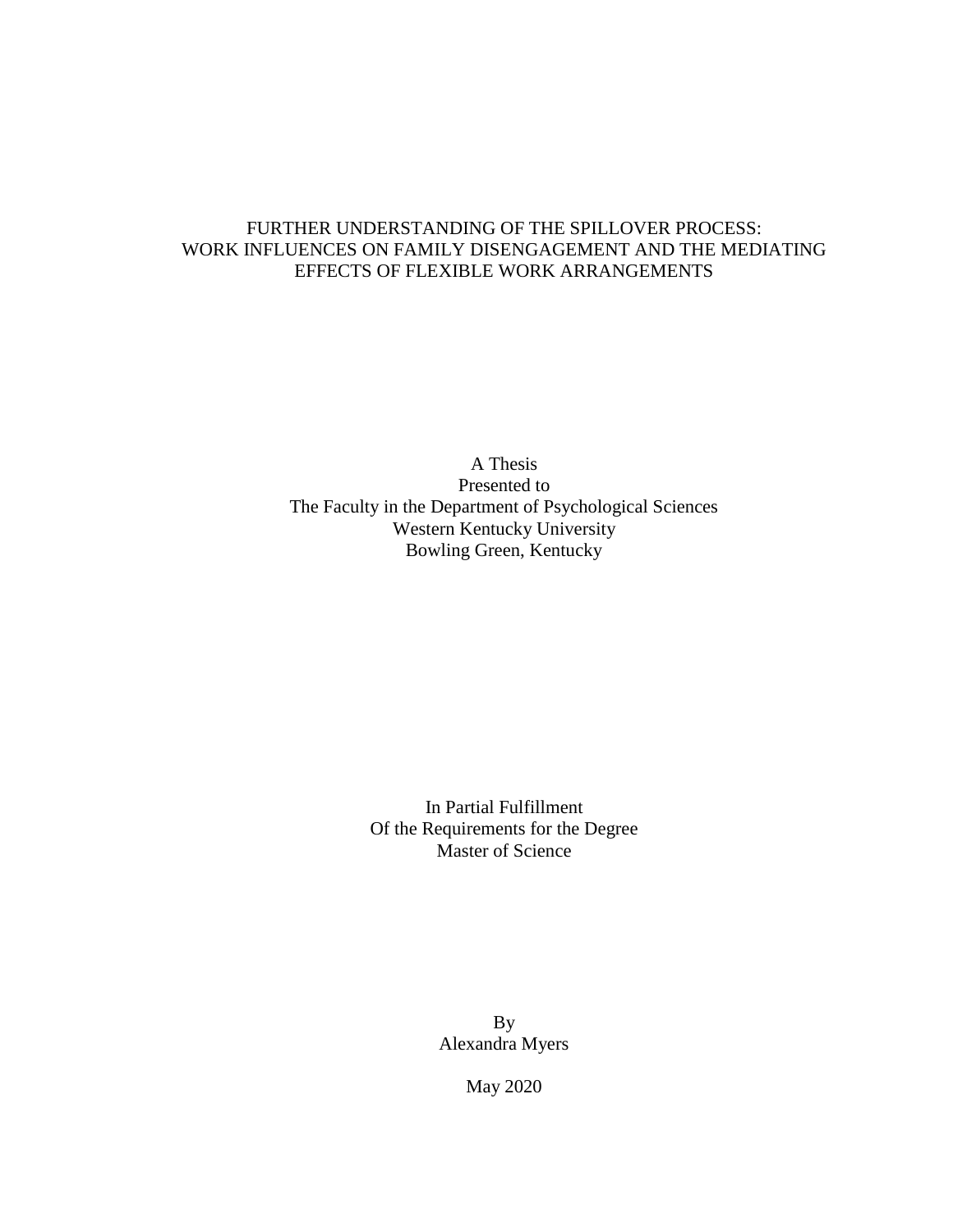# FURTHER UNDERSTANDING OF THE SPILLOVER PROCESS: WORK INFLUENCES ON FAMILY DISENGAGEMENT AND THE MEDIATING EFFECTS OF FLEXIBLE WORK ARRANGEMENTS

A Thesis
Presented to
The Faculty in the Department of Psychological Sciences
Western Kentucky University
Bowling Green, Kentucky

In Partial Fulfillment
Of the Requirements for the Degree
Master of Science

By
Alexandra Myers

May 2020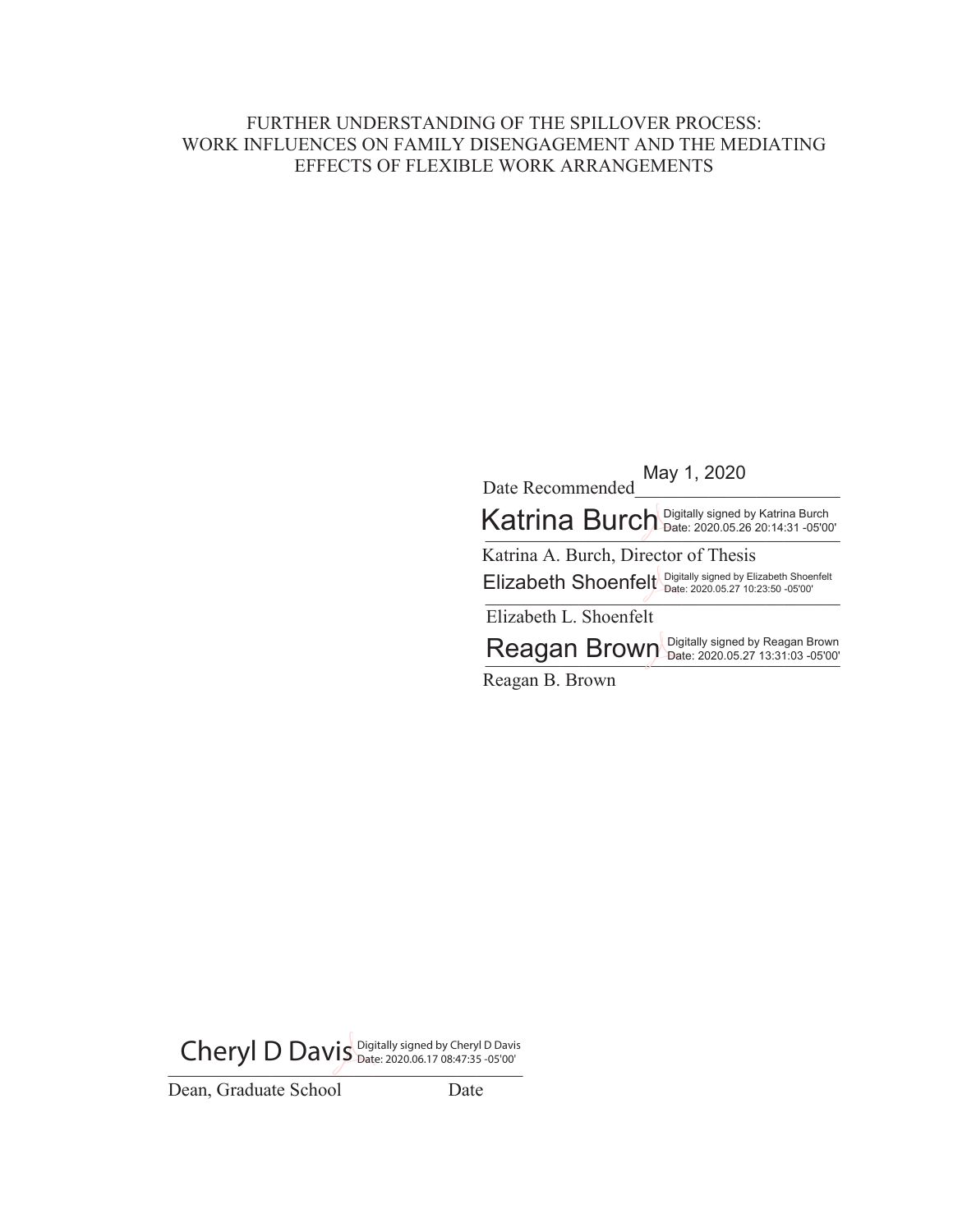FURTHER UNDERSTANDING OF THE SPILLOVER PROCESS:
WORK INFLUENCES ON FAMILY DISENGAGEMENT AND THE MEDIATING EFFECTS OF FLEXIBLE WORK ARRANGEMENTS

Date Recommended May 1, 2020

Katrina Burch Digitally signed by Katrina Burch Date: 2020.05.26 20:14:31 -05'00'

Katrina A. Burch, Director of Thesis

Elizabeth Shoenfelt Digitally signed by Elizabeth Shoenfelt Date: 2020.05.27 10:23:50 -05'00'

Elizabeth L. Shoenfelt

Reagan Brown Digitally signed by Reagan Brown Date: 2020.05.27 13:31:03 -05'00'

Reagan B. Brown

Cheryl D Davis Digitally signed by Cheryl D Davis Date: 2020.06.17 08:47:35 -05'00'

Dean, Graduate School Date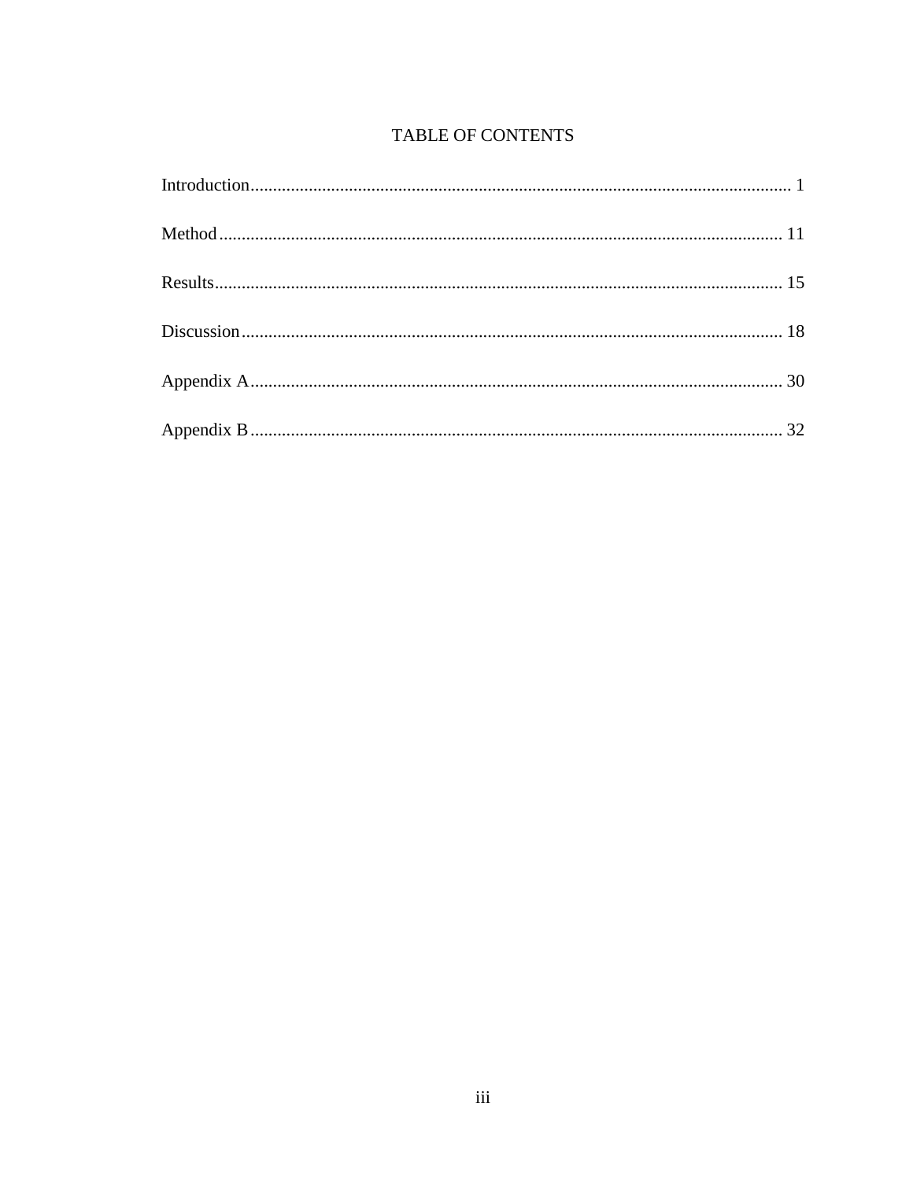# TABLE OF CONTENTS

Introduction........................................................................................................................ 1

Method............................................................................................................................. 11

Results.............................................................................................................................. 15

Discussion........................................................................................................................ 18

Appendix A...................................................................................................................... 30

Appendix B...................................................................................................................... 32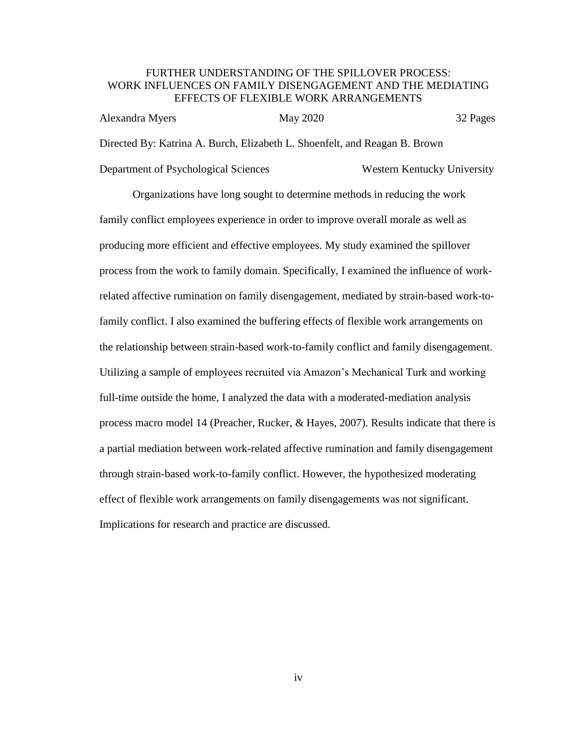FURTHER UNDERSTANDING OF THE SPILLOVER PROCESS: WORK INFLUENCES ON FAMILY DISENGAGEMENT AND THE MEDIATING EFFECTS OF FLEXIBLE WORK ARRANGEMENTS

Alexandra Myers May 2020 32 Pages

Directed By: Katrina A. Burch, Elizabeth L. Shoenfelt, and Reagan B. Brown

Department of Psychological Sciences Western Kentucky University

Organizations have long sought to determine methods in reducing the work family conflict employees experience in order to improve overall morale as well as producing more efficient and effective employees. My study examined the spillover process from the work to family domain. Specifically, I examined the influence of work-related affective rumination on family disengagement, mediated by strain-based work-to-family conflict. I also examined the buffering effects of flexible work arrangements on the relationship between strain-based work-to-family conflict and family disengagement. Utilizing a sample of employees recruited via Amazon's Mechanical Turk and working full-time outside the home, I analyzed the data with a moderated-mediation analysis process macro model 14 (Preacher, Rucker, & Hayes, 2007). Results indicate that there is a partial mediation between work-related affective rumination and family disengagement through strain-based work-to-family conflict. However, the hypothesized moderating effect of flexible work arrangements on family disengagements was not significant. Implications for research and practice are discussed.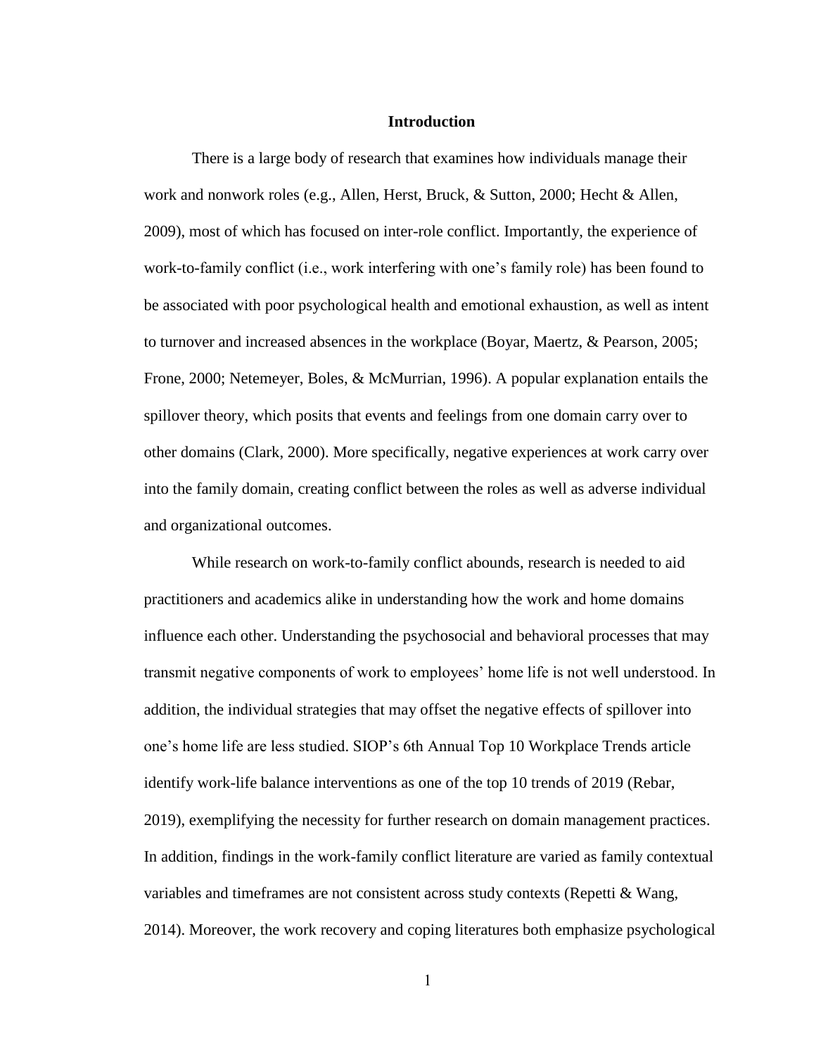# Introduction

There is a large body of research that examines how individuals manage their work and nonwork roles (e.g., Allen, Herst, Bruck, & Sutton, 2000; Hecht & Allen, 2009), most of which has focused on inter-role conflict. Importantly, the experience of work-to-family conflict (i.e., work interfering with one's family role) has been found to be associated with poor psychological health and emotional exhaustion, as well as intent to turnover and increased absences in the workplace (Boyar, Maertz, & Pearson, 2005; Frone, 2000; Netemeyer, Boles, & McMurrian, 1996). A popular explanation entails the spillover theory, which posits that events and feelings from one domain carry over to other domains (Clark, 2000). More specifically, negative experiences at work carry over into the family domain, creating conflict between the roles as well as adverse individual and organizational outcomes.

While research on work-to-family conflict abounds, research is needed to aid practitioners and academics alike in understanding how the work and home domains influence each other. Understanding the psychosocial and behavioral processes that may transmit negative components of work to employees' home life is not well understood. In addition, the individual strategies that may offset the negative effects of spillover into one's home life are less studied. SIOP's 6th Annual Top 10 Workplace Trends article identify work-life balance interventions as one of the top 10 trends of 2019 (Rebar, 2019), exemplifying the necessity for further research on domain management practices. In addition, findings in the work-family conflict literature are varied as family contextual variables and timeframes are not consistent across study contexts (Repetti & Wang, 2014). Moreover, the work recovery and coping literatures both emphasize psychological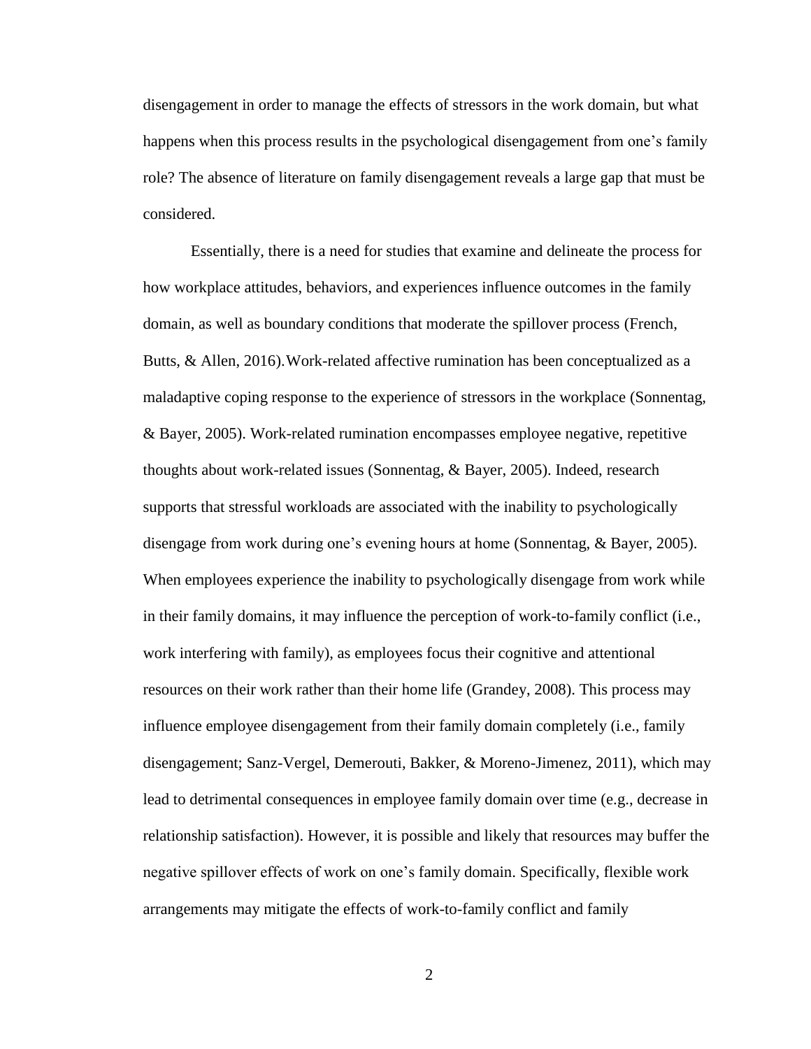disengagement in order to manage the effects of stressors in the work domain, but what happens when this process results in the psychological disengagement from one's family role? The absence of literature on family disengagement reveals a large gap that must be considered.

Essentially, there is a need for studies that examine and delineate the process for how workplace attitudes, behaviors, and experiences influence outcomes in the family domain, as well as boundary conditions that moderate the spillover process (French, Butts, & Allen, 2016).Work-related affective rumination has been conceptualized as a maladaptive coping response to the experience of stressors in the workplace (Sonnentag, & Bayer, 2005). Work-related rumination encompasses employee negative, repetitive thoughts about work-related issues (Sonnentag, & Bayer, 2005). Indeed, research supports that stressful workloads are associated with the inability to psychologically disengage from work during one's evening hours at home (Sonnentag, & Bayer, 2005). When employees experience the inability to psychologically disengage from work while in their family domains, it may influence the perception of work-to-family conflict (i.e., work interfering with family), as employees focus their cognitive and attentional resources on their work rather than their home life (Grandey, 2008). This process may influence employee disengagement from their family domain completely (i.e., family disengagement; Sanz-Vergel, Demerouti, Bakker, & Moreno-Jimenez, 2011), which may lead to detrimental consequences in employee family domain over time (e.g., decrease in relationship satisfaction). However, it is possible and likely that resources may buffer the negative spillover effects of work on one's family domain. Specifically, flexible work arrangements may mitigate the effects of work-to-family conflict and family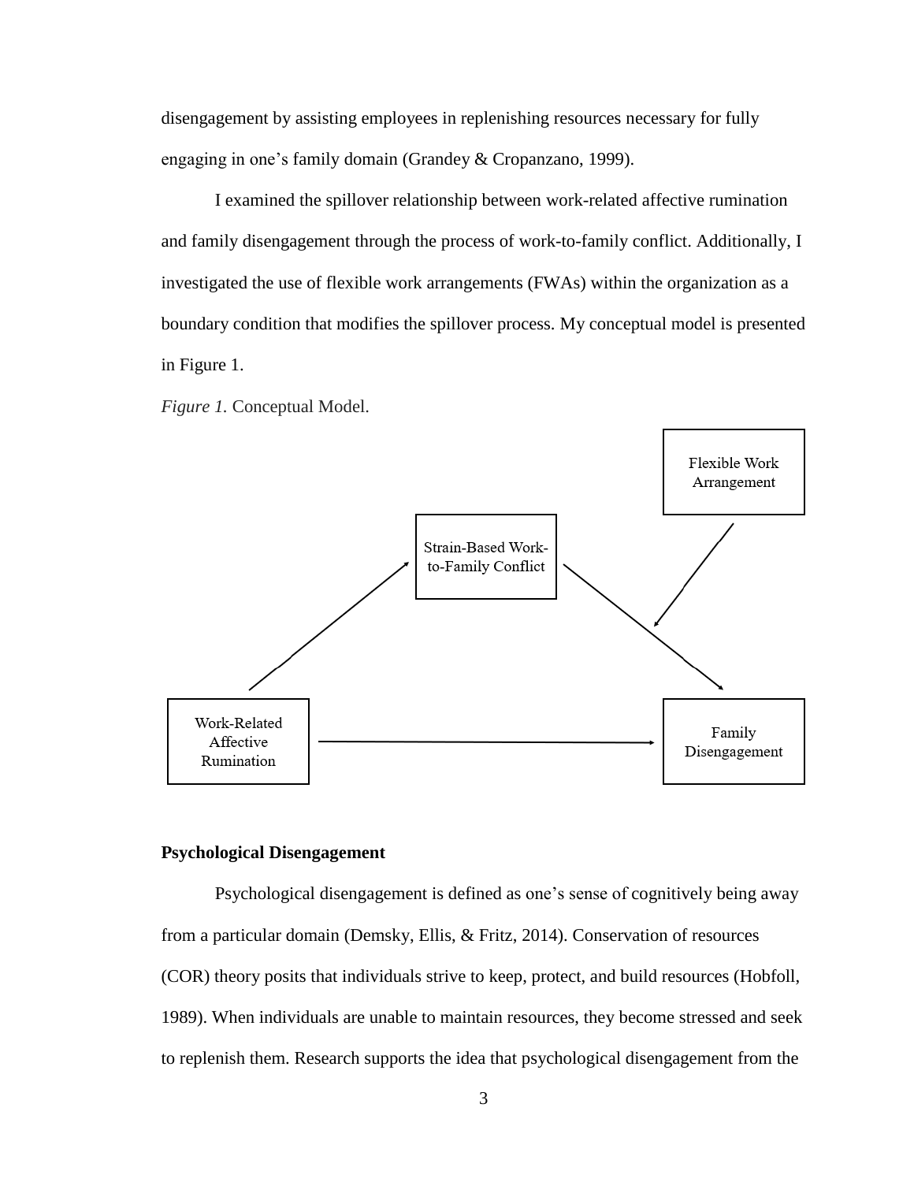disengagement by assisting employees in replenishing resources necessary for fully engaging in one's family domain (Grandey & Cropanzano, 1999).

I examined the spillover relationship between work-related affective rumination and family disengagement through the process of work-to-family conflict. Additionally, I investigated the use of flexible work arrangements (FWAs) within the organization as a boundary condition that modifies the spillover process. My conceptual model is presented in Figure 1.

*Figure 1.* Conceptual Model.

## Psychological Disengagement

Psychological disengagement is defined as one's sense of cognitively being away from a particular domain (Demsky, Ellis, & Fritz, 2014). Conservation of resources (COR) theory posits that individuals strive to keep, protect, and build resources (Hobfoll, 1989). When individuals are unable to maintain resources, they become stressed and seek to replenish them. Research supports the idea that psychological disengagement from the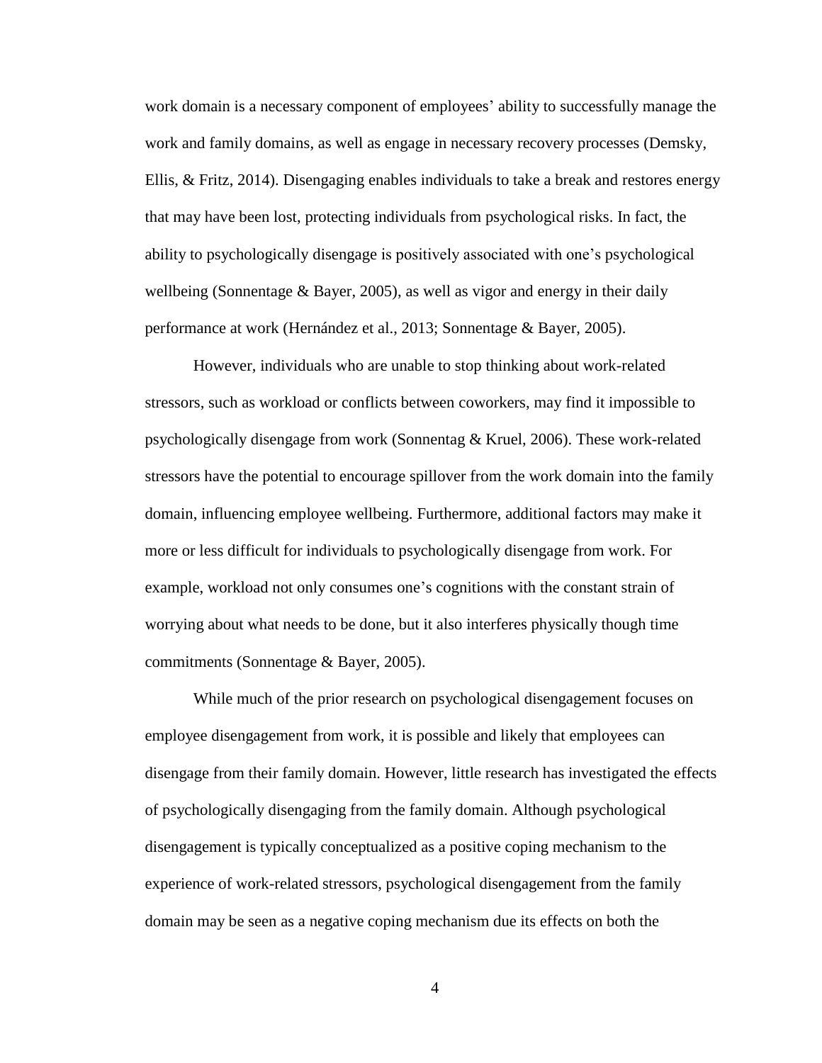work domain is a necessary component of employees' ability to successfully manage the work and family domains, as well as engage in necessary recovery processes (Demsky, Ellis, & Fritz, 2014). Disengaging enables individuals to take a break and restores energy that may have been lost, protecting individuals from psychological risks. In fact, the ability to psychologically disengage is positively associated with one's psychological wellbeing (Sonnentage & Bayer, 2005), as well as vigor and energy in their daily performance at work (Hernández et al., 2013; Sonnentage & Bayer, 2005).

However, individuals who are unable to stop thinking about work-related stressors, such as workload or conflicts between coworkers, may find it impossible to psychologically disengage from work (Sonnentag & Kruel, 2006). These work-related stressors have the potential to encourage spillover from the work domain into the family domain, influencing employee wellbeing. Furthermore, additional factors may make it more or less difficult for individuals to psychologically disengage from work. For example, workload not only consumes one's cognitions with the constant strain of worrying about what needs to be done, but it also interferes physically though time commitments (Sonnentage & Bayer, 2005).

While much of the prior research on psychological disengagement focuses on employee disengagement from work, it is possible and likely that employees can disengage from their family domain. However, little research has investigated the effects of psychologically disengaging from the family domain. Although psychological disengagement is typically conceptualized as a positive coping mechanism to the experience of work-related stressors, psychological disengagement from the family domain may be seen as a negative coping mechanism due its effects on both the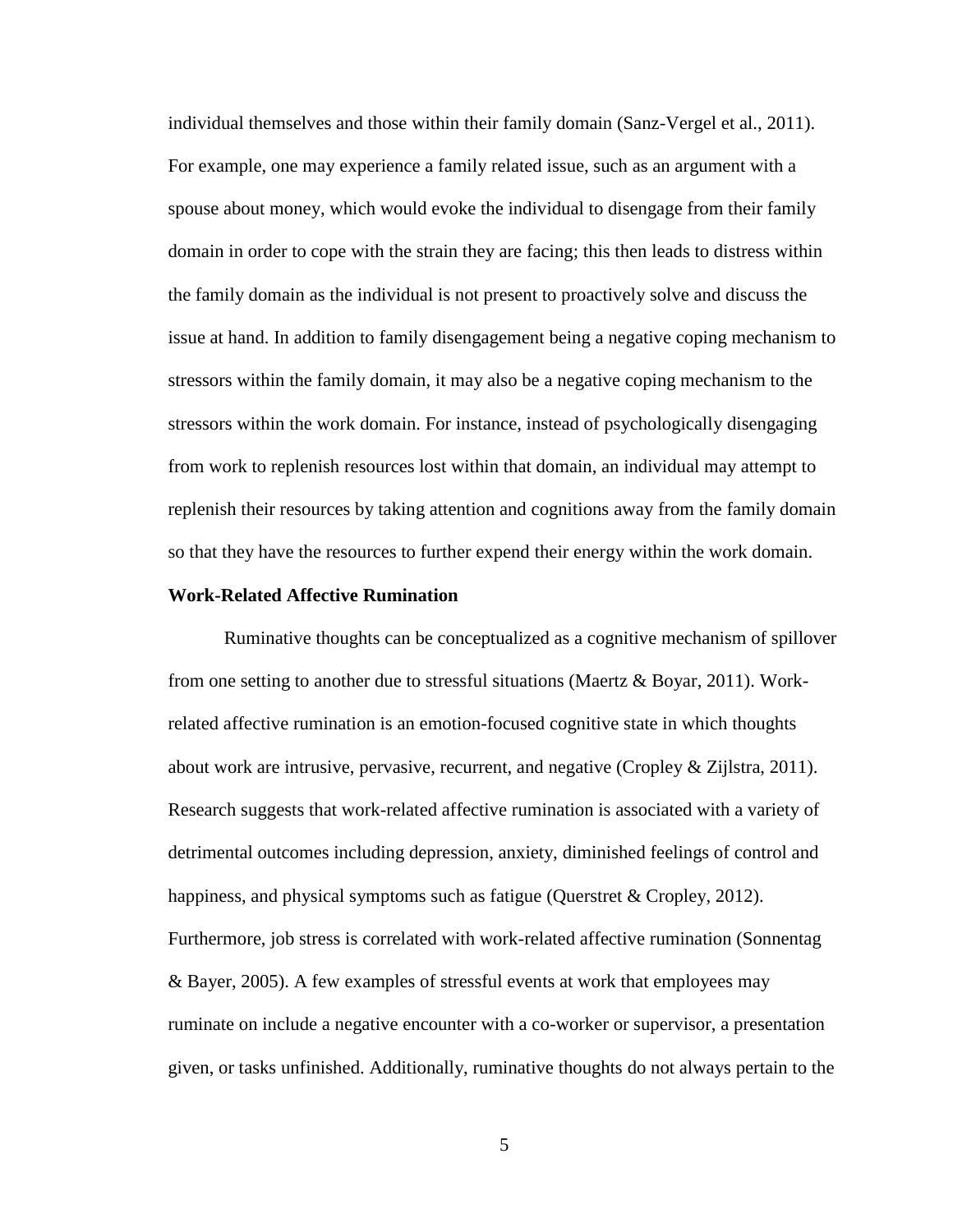individual themselves and those within their family domain (Sanz-Vergel et al., 2011). For example, one may experience a family related issue, such as an argument with a spouse about money, which would evoke the individual to disengage from their family domain in order to cope with the strain they are facing; this then leads to distress within the family domain as the individual is not present to proactively solve and discuss the issue at hand. In addition to family disengagement being a negative coping mechanism to stressors within the family domain, it may also be a negative coping mechanism to the stressors within the work domain. For instance, instead of psychologically disengaging from work to replenish resources lost within that domain, an individual may attempt to replenish their resources by taking attention and cognitions away from the family domain so that they have the resources to further expend their energy within the work domain.

**Work-Related Affective Rumination**

Ruminative thoughts can be conceptualized as a cognitive mechanism of spillover from one setting to another due to stressful situations (Maertz & Boyar, 2011). Work-related affective rumination is an emotion-focused cognitive state in which thoughts about work are intrusive, pervasive, recurrent, and negative (Cropley & Zijlstra, 2011). Research suggests that work-related affective rumination is associated with a variety of detrimental outcomes including depression, anxiety, diminished feelings of control and happiness, and physical symptoms such as fatigue (Querstret & Cropley, 2012). Furthermore, job stress is correlated with work-related affective rumination (Sonnentag & Bayer, 2005). A few examples of stressful events at work that employees may ruminate on include a negative encounter with a co-worker or supervisor, a presentation given, or tasks unfinished. Additionally, ruminative thoughts do not always pertain to the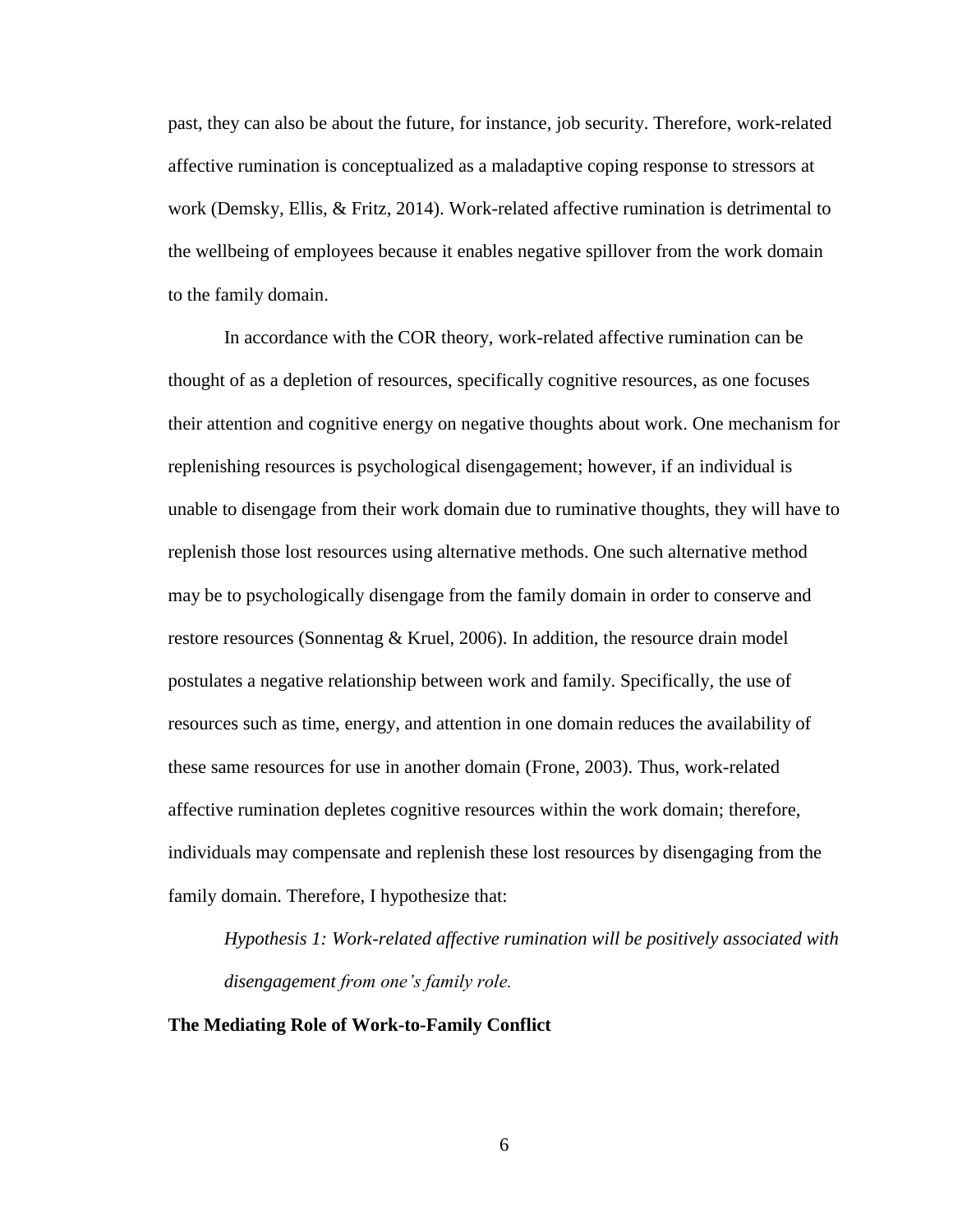past, they can also be about the future, for instance, job security. Therefore, work-related affective rumination is conceptualized as a maladaptive coping response to stressors at work (Demsky, Ellis, & Fritz, 2014). Work-related affective rumination is detrimental to the wellbeing of employees because it enables negative spillover from the work domain to the family domain.

In accordance with the COR theory, work-related affective rumination can be thought of as a depletion of resources, specifically cognitive resources, as one focuses their attention and cognitive energy on negative thoughts about work. One mechanism for replenishing resources is psychological disengagement; however, if an individual is unable to disengage from their work domain due to ruminative thoughts, they will have to replenish those lost resources using alternative methods. One such alternative method may be to psychologically disengage from the family domain in order to conserve and restore resources (Sonnentag & Kruel, 2006). In addition, the resource drain model postulates a negative relationship between work and family. Specifically, the use of resources such as time, energy, and attention in one domain reduces the availability of these same resources for use in another domain (Frone, 2003). Thus, work-related affective rumination depletes cognitive resources within the work domain; therefore, individuals may compensate and replenish these lost resources by disengaging from the family domain. Therefore, I hypothesize that:

*Hypothesis 1: Work-related affective rumination will be positively associated with disengagement from one's family role.*

**The Mediating Role of Work-to-Family Conflict**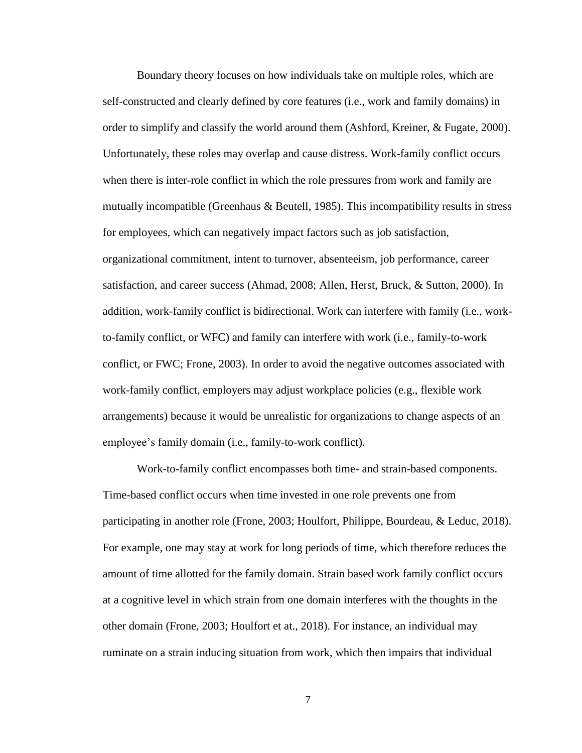Boundary theory focuses on how individuals take on multiple roles, which are self-constructed and clearly defined by core features (i.e., work and family domains) in order to simplify and classify the world around them (Ashford, Kreiner, & Fugate, 2000). Unfortunately, these roles may overlap and cause distress. Work-family conflict occurs when there is inter-role conflict in which the role pressures from work and family are mutually incompatible (Greenhaus & Beutell, 1985). This incompatibility results in stress for employees, which can negatively impact factors such as job satisfaction, organizational commitment, intent to turnover, absenteeism, job performance, career satisfaction, and career success (Ahmad, 2008; Allen, Herst, Bruck, & Sutton, 2000). In addition, work-family conflict is bidirectional. Work can interfere with family (i.e., work-to-family conflict, or WFC) and family can interfere with work (i.e., family-to-work conflict, or FWC; Frone, 2003). In order to avoid the negative outcomes associated with work-family conflict, employers may adjust workplace policies (e.g., flexible work arrangements) because it would be unrealistic for organizations to change aspects of an employee's family domain (i.e., family-to-work conflict).

Work-to-family conflict encompasses both time- and strain-based components. Time-based conflict occurs when time invested in one role prevents one from participating in another role (Frone, 2003; Houlfort, Philippe, Bourdeau, & Leduc, 2018). For example, one may stay at work for long periods of time, which therefore reduces the amount of time allotted for the family domain. Strain based work family conflict occurs at a cognitive level in which strain from one domain interferes with the thoughts in the other domain (Frone, 2003; Houlfort et at., 2018). For instance, an individual may ruminate on a strain inducing situation from work, which then impairs that individual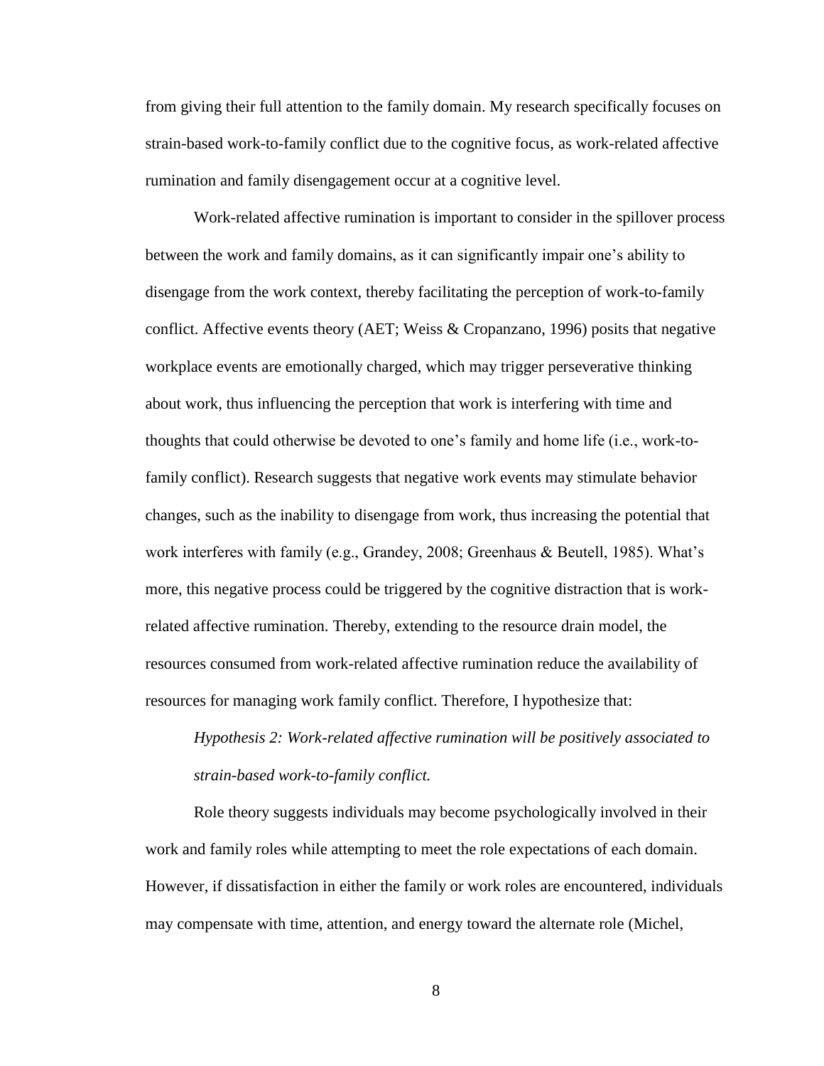from giving their full attention to the family domain. My research specifically focuses on strain-based work-to-family conflict due to the cognitive focus, as work-related affective rumination and family disengagement occur at a cognitive level.

Work-related affective rumination is important to consider in the spillover process between the work and family domains, as it can significantly impair one's ability to disengage from the work context, thereby facilitating the perception of work-to-family conflict. Affective events theory (AET; Weiss & Cropanzano, 1996) posits that negative workplace events are emotionally charged, which may trigger perseverative thinking about work, thus influencing the perception that work is interfering with time and thoughts that could otherwise be devoted to one's family and home life (i.e., work-to-family conflict). Research suggests that negative work events may stimulate behavior changes, such as the inability to disengage from work, thus increasing the potential that work interferes with family (e.g., Grandey, 2008; Greenhaus & Beutell, 1985). What's more, this negative process could be triggered by the cognitive distraction that is work-related affective rumination. Thereby, extending to the resource drain model, the resources consumed from work-related affective rumination reduce the availability of resources for managing work family conflict. Therefore, I hypothesize that:

*Hypothesis 2: Work-related affective rumination will be positively associated to strain-based work-to-family conflict.*

Role theory suggests individuals may become psychologically involved in their work and family roles while attempting to meet the role expectations of each domain. However, if dissatisfaction in either the family or work roles are encountered, individuals may compensate with time, attention, and energy toward the alternate role (Michel,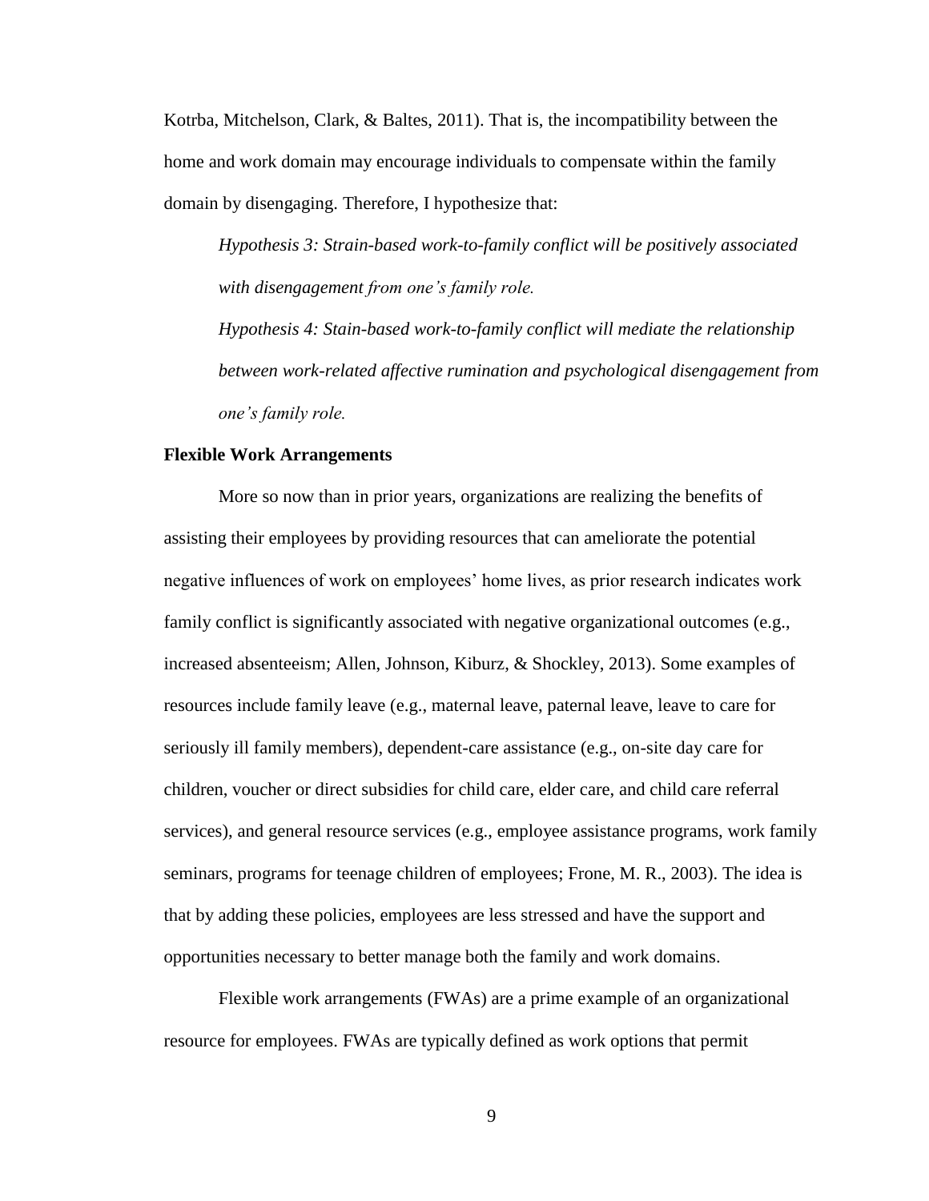Kotrba, Mitchelson, Clark, & Baltes, 2011). That is, the incompatibility between the home and work domain may encourage individuals to compensate within the family domain by disengaging. Therefore, I hypothesize that:

> *Hypothesis 3: Strain-based work-to-family conflict will be positively associated with disengagement from one's family role.*
>
> *Hypothesis 4: Stain-based work-to-family conflict will mediate the relationship between work-related affective rumination and psychological disengagement from one's family role.*

**Flexible Work Arrangements**

More so now than in prior years, organizations are realizing the benefits of assisting their employees by providing resources that can ameliorate the potential negative influences of work on employees' home lives, as prior research indicates work family conflict is significantly associated with negative organizational outcomes (e.g., increased absenteeism; Allen, Johnson, Kiburz, & Shockley, 2013). Some examples of resources include family leave (e.g., maternal leave, paternal leave, leave to care for seriously ill family members), dependent-care assistance (e.g., on-site day care for children, voucher or direct subsidies for child care, elder care, and child care referral services), and general resource services (e.g., employee assistance programs, work family seminars, programs for teenage children of employees; Frone, M. R., 2003). The idea is that by adding these policies, employees are less stressed and have the support and opportunities necessary to better manage both the family and work domains.

Flexible work arrangements (FWAs) are a prime example of an organizational resource for employees. FWAs are typically defined as work options that permit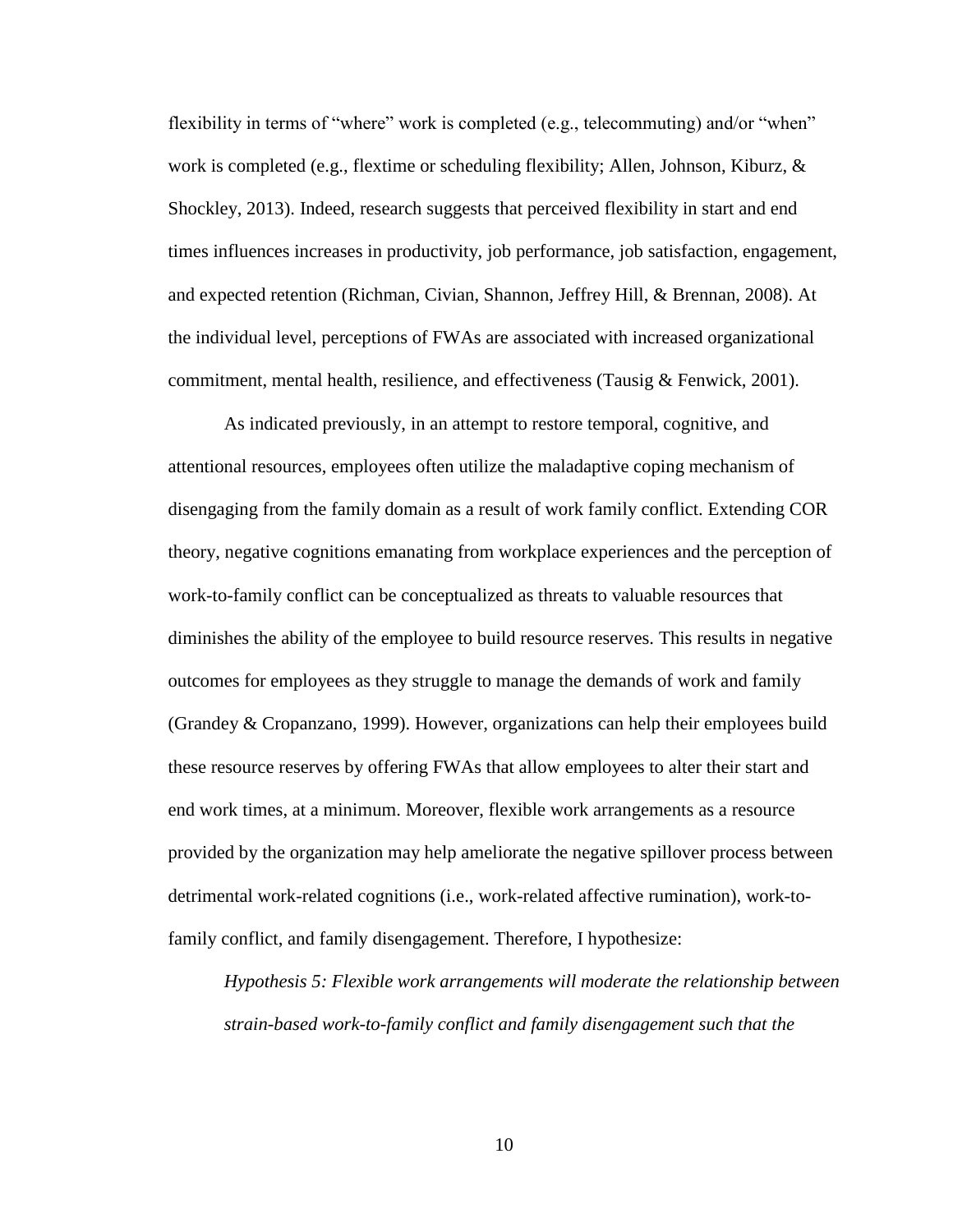flexibility in terms of "where" work is completed (e.g., telecommuting) and/or "when" work is completed (e.g., flextime or scheduling flexibility; Allen, Johnson, Kiburz, & Shockley, 2013). Indeed, research suggests that perceived flexibility in start and end times influences increases in productivity, job performance, job satisfaction, engagement, and expected retention (Richman, Civian, Shannon, Jeffrey Hill, & Brennan, 2008). At the individual level, perceptions of FWAs are associated with increased organizational commitment, mental health, resilience, and effectiveness (Tausig & Fenwick, 2001).

As indicated previously, in an attempt to restore temporal, cognitive, and attentional resources, employees often utilize the maladaptive coping mechanism of disengaging from the family domain as a result of work family conflict. Extending COR theory, negative cognitions emanating from workplace experiences and the perception of work-to-family conflict can be conceptualized as threats to valuable resources that diminishes the ability of the employee to build resource reserves. This results in negative outcomes for employees as they struggle to manage the demands of work and family (Grandey & Cropanzano, 1999). However, organizations can help their employees build these resource reserves by offering FWAs that allow employees to alter their start and end work times, at a minimum. Moreover, flexible work arrangements as a resource provided by the organization may help ameliorate the negative spillover process between detrimental work-related cognitions (i.e., work-related affective rumination), work-to-family conflict, and family disengagement. Therefore, I hypothesize:

*Hypothesis 5: Flexible work arrangements will moderate the relationship between strain-based work-to-family conflict and family disengagement such that the*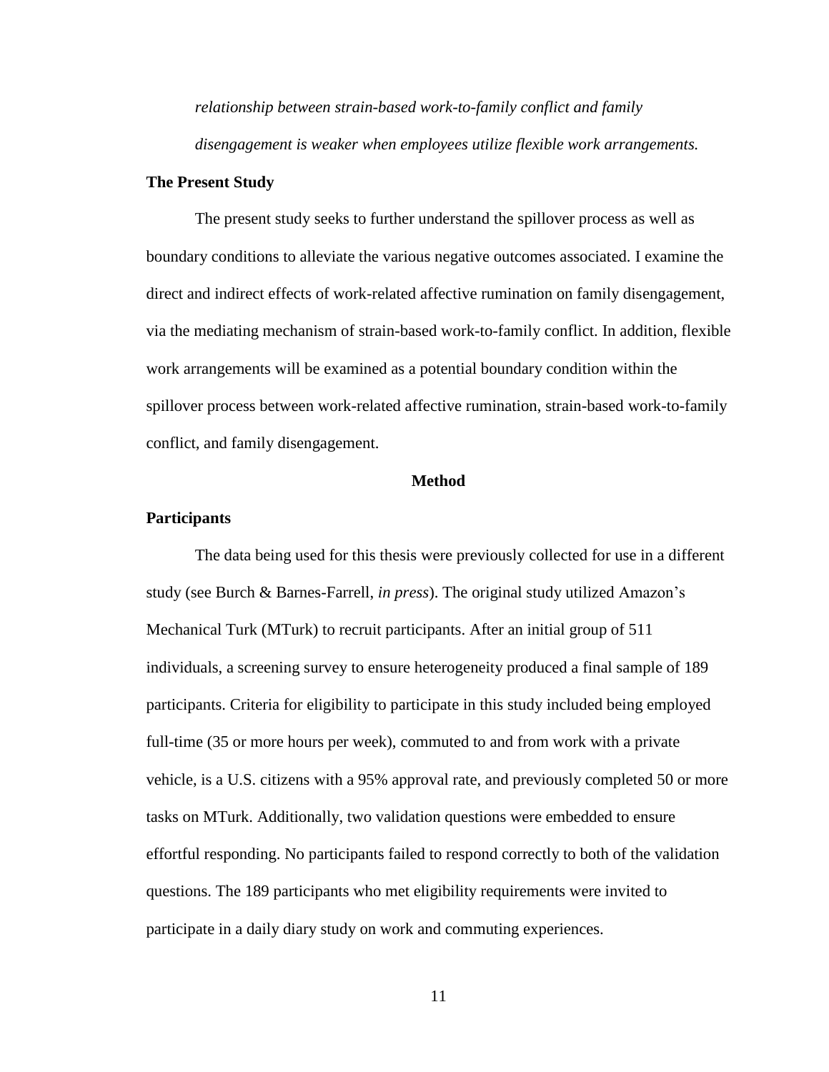*relationship between strain-based work-to-family conflict and family disengagement is weaker when employees utilize flexible work arrangements.*

## The Present Study

The present study seeks to further understand the spillover process as well as boundary conditions to alleviate the various negative outcomes associated. I examine the direct and indirect effects of work-related affective rumination on family disengagement, via the mediating mechanism of strain-based work-to-family conflict. In addition, flexible work arrangements will be examined as a potential boundary condition within the spillover process between work-related affective rumination, strain-based work-to-family conflict, and family disengagement.

# Method

## Participants

The data being used for this thesis were previously collected for use in a different study (see Burch & Barnes-Farrell, *in press*). The original study utilized Amazon's Mechanical Turk (MTurk) to recruit participants. After an initial group of 511 individuals, a screening survey to ensure heterogeneity produced a final sample of 189 participants. Criteria for eligibility to participate in this study included being employed full-time (35 or more hours per week), commuted to and from work with a private vehicle, is a U.S. citizens with a 95% approval rate, and previously completed 50 or more tasks on MTurk. Additionally, two validation questions were embedded to ensure effortful responding. No participants failed to respond correctly to both of the validation questions. The 189 participants who met eligibility requirements were invited to participate in a daily diary study on work and commuting experiences.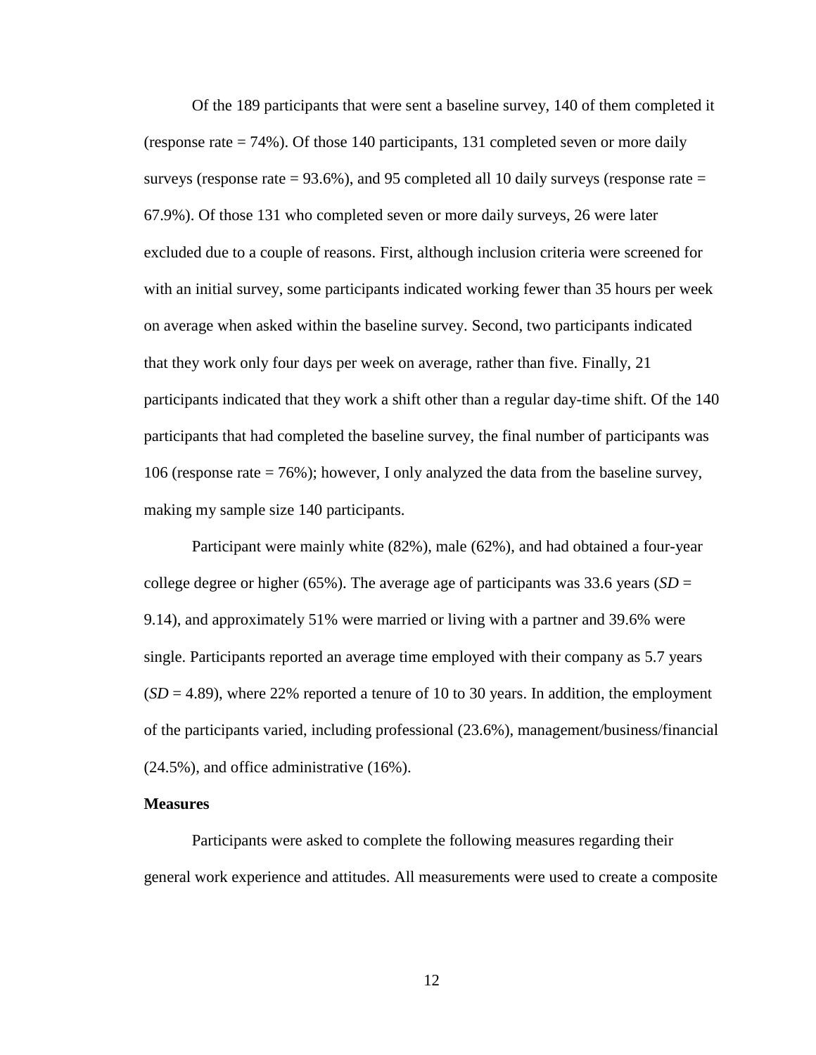Of the 189 participants that were sent a baseline survey, 140 of them completed it (response rate = 74%). Of those 140 participants, 131 completed seven or more daily surveys (response rate = 93.6%), and 95 completed all 10 daily surveys (response rate = 67.9%). Of those 131 who completed seven or more daily surveys, 26 were later excluded due to a couple of reasons. First, although inclusion criteria were screened for with an initial survey, some participants indicated working fewer than 35 hours per week on average when asked within the baseline survey. Second, two participants indicated that they work only four days per week on average, rather than five. Finally, 21 participants indicated that they work a shift other than a regular day-time shift. Of the 140 participants that had completed the baseline survey, the final number of participants was 106 (response rate = 76%); however, I only analyzed the data from the baseline survey, making my sample size 140 participants.

Participant were mainly white (82%), male (62%), and had obtained a four-year college degree or higher (65%). The average age of participants was 33.6 years (*SD* = 9.14), and approximately 51% were married or living with a partner and 39.6% were single. Participants reported an average time employed with their company as 5.7 years (*SD* = 4.89), where 22% reported a tenure of 10 to 30 years. In addition, the employment of the participants varied, including professional (23.6%), management/business/financial (24.5%), and office administrative (16%).

**Measures**

Participants were asked to complete the following measures regarding their general work experience and attitudes. All measurements were used to create a composite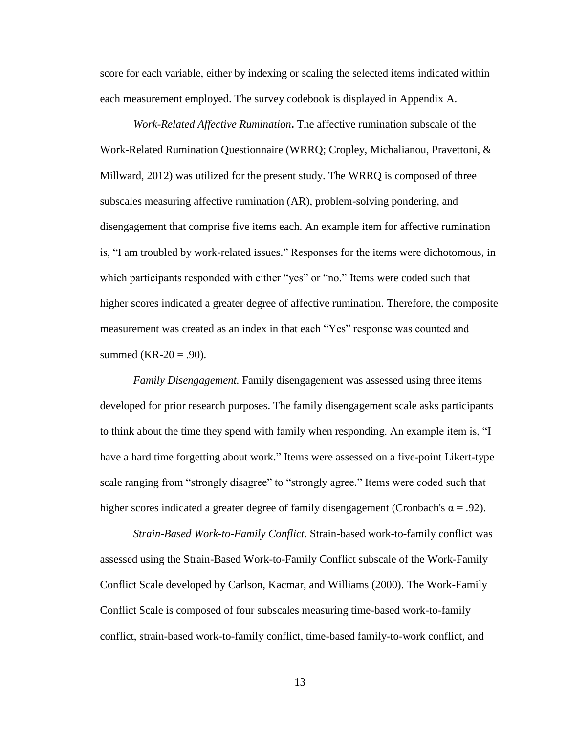score for each variable, either by indexing or scaling the selected items indicated within each measurement employed. The survey codebook is displayed in Appendix A.

*Work-Related Affective Rumination***.** The affective rumination subscale of the Work-Related Rumination Questionnaire (WRRQ; Cropley, Michalianou, Pravettoni, & Millward, 2012) was utilized for the present study. The WRRQ is composed of three subscales measuring affective rumination (AR), problem-solving pondering, and disengagement that comprise five items each. An example item for affective rumination is, "I am troubled by work-related issues." Responses for the items were dichotomous, in which participants responded with either "yes" or "no." Items were coded such that higher scores indicated a greater degree of affective rumination. Therefore, the composite measurement was created as an index in that each "Yes" response was counted and summed (KR-20 = .90).

*Family Disengagement.* Family disengagement was assessed using three items developed for prior research purposes. The family disengagement scale asks participants to think about the time they spend with family when responding. An example item is, "I have a hard time forgetting about work." Items were assessed on a five-point Likert-type scale ranging from "strongly disagree" to "strongly agree." Items were coded such that higher scores indicated a greater degree of family disengagement (Cronbach's $\alpha = .92$).

*Strain-Based Work-to-Family Conflict.* Strain-based work-to-family conflict was assessed using the Strain-Based Work-to-Family Conflict subscale of the Work-Family Conflict Scale developed by Carlson, Kacmar, and Williams (2000). The Work-Family Conflict Scale is composed of four subscales measuring time-based work-to-family conflict, strain-based work-to-family conflict, time-based family-to-work conflict, and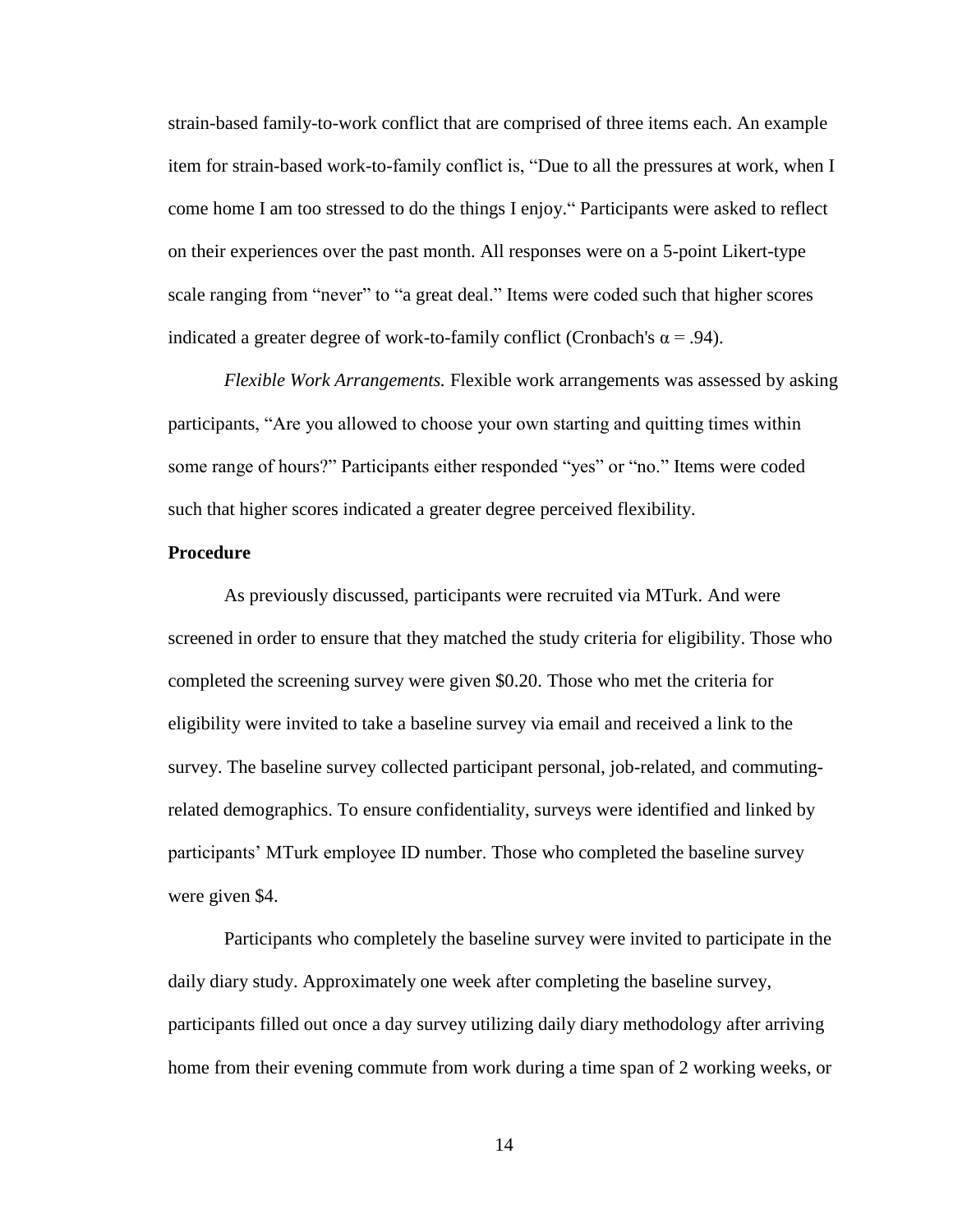strain-based family-to-work conflict that are comprised of three items each. An example item for strain-based work-to-family conflict is, "Due to all the pressures at work, when I come home I am too stressed to do the things I enjoy." Participants were asked to reflect on their experiences over the past month. All responses were on a 5-point Likert-type scale ranging from "never" to "a great deal." Items were coded such that higher scores indicated a greater degree of work-to-family conflict (Cronbach's $\alpha = .94$).

*Flexible Work Arrangements.* Flexible work arrangements was assessed by asking participants, "Are you allowed to choose your own starting and quitting times within some range of hours?" Participants either responded "yes" or "no." Items were coded such that higher scores indicated a greater degree perceived flexibility.

**Procedure**

As previously discussed, participants were recruited via MTurk. And were screened in order to ensure that they matched the study criteria for eligibility. Those who completed the screening survey were given $0.20. Those who met the criteria for eligibility were invited to take a baseline survey via email and received a link to the survey. The baseline survey collected participant personal, job-related, and commuting-related demographics. To ensure confidentiality, surveys were identified and linked by participants' MTurk employee ID number. Those who completed the baseline survey were given $4.

Participants who completely the baseline survey were invited to participate in the daily diary study. Approximately one week after completing the baseline survey, participants filled out once a day survey utilizing daily diary methodology after arriving home from their evening commute from work during a time span of 2 working weeks, or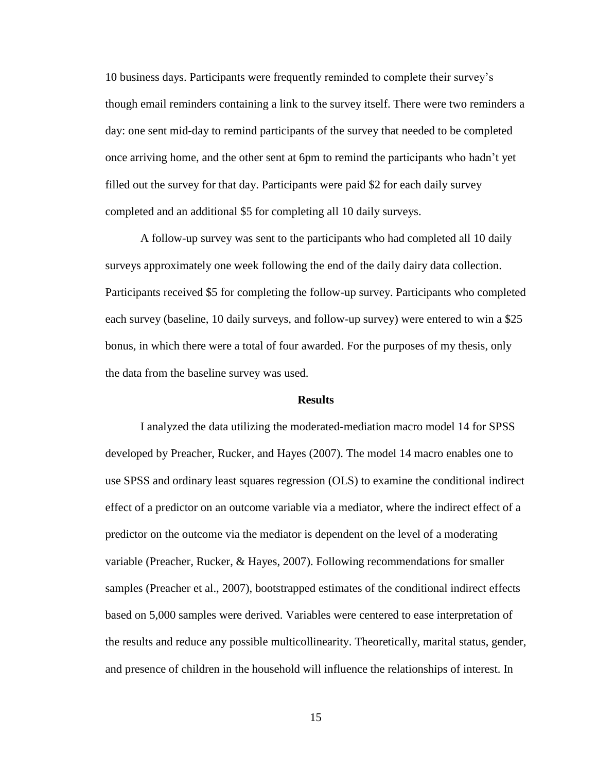10 business days. Participants were frequently reminded to complete their survey's though email reminders containing a link to the survey itself. There were two reminders a day: one sent mid-day to remind participants of the survey that needed to be completed once arriving home, and the other sent at 6pm to remind the participants who hadn't yet filled out the survey for that day. Participants were paid $2 for each daily survey completed and an additional $5 for completing all 10 daily surveys.

A follow-up survey was sent to the participants who had completed all 10 daily surveys approximately one week following the end of the daily dairy data collection. Participants received $5 for completing the follow-up survey. Participants who completed each survey (baseline, 10 daily surveys, and follow-up survey) were entered to win a $25 bonus, in which there were a total of four awarded. For the purposes of my thesis, only the data from the baseline survey was used.

## Results

I analyzed the data utilizing the moderated-mediation macro model 14 for SPSS developed by Preacher, Rucker, and Hayes (2007). The model 14 macro enables one to use SPSS and ordinary least squares regression (OLS) to examine the conditional indirect effect of a predictor on an outcome variable via a mediator, where the indirect effect of a predictor on the outcome via the mediator is dependent on the level of a moderating variable (Preacher, Rucker, & Hayes, 2007). Following recommendations for smaller samples (Preacher et al., 2007), bootstrapped estimates of the conditional indirect effects based on 5,000 samples were derived. Variables were centered to ease interpretation of the results and reduce any possible multicollinearity. Theoretically, marital status, gender, and presence of children in the household will influence the relationships of interest. In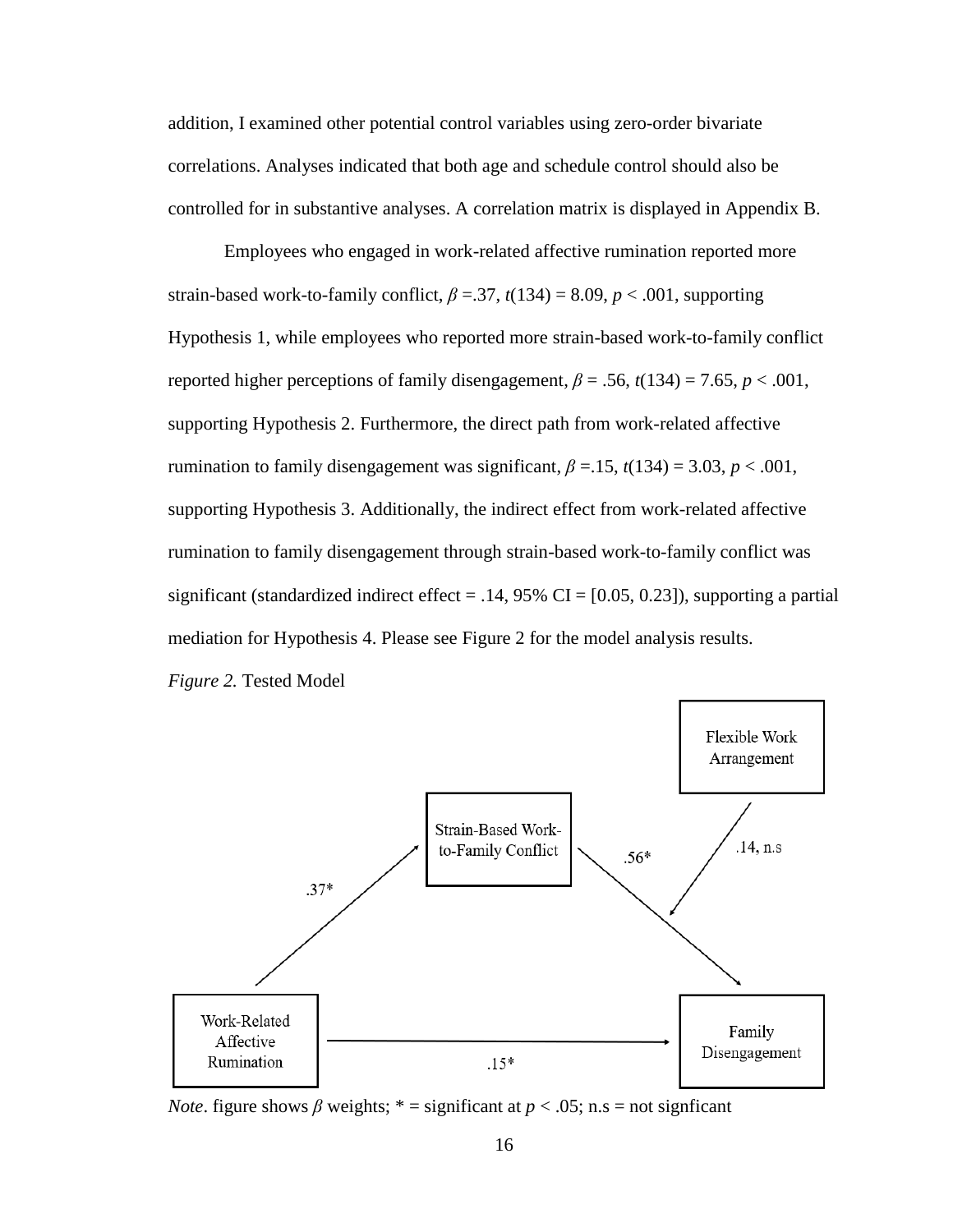addition, I examined other potential control variables using zero-order bivariate correlations. Analyses indicated that both age and schedule control should also be controlled for in substantive analyses. A correlation matrix is displayed in Appendix B.

Employees who engaged in work-related affective rumination reported more strain-based work-to-family conflict, $\beta$ =.37, $t(134) = 8.09$, $p < .001$, supporting Hypothesis 1, while employees who reported more strain-based work-to-family conflict reported higher perceptions of family disengagement, $\beta$ = .56, $t(134) = 7.65$, $p < .001$, supporting Hypothesis 2. Furthermore, the direct path from work-related affective rumination to family disengagement was significant, $\beta$ =.15, $t(134) = 3.03$, $p < .001$, supporting Hypothesis 3. Additionally, the indirect effect from work-related affective rumination to family disengagement through strain-based work-to-family conflict was significant (standardized indirect effect = .14, 95% CI = [0.05, 0.23]), supporting a partial mediation for Hypothesis 4. Please see Figure 2 for the model analysis results.

*Figure 2.* Tested Model

Flexible Work Arrangement

Strain-Based Work-to-Family Conflict

.37*

.56*

.14, n.s

Work-Related Affective Rumination

Family Disengagement

.15*

*Note*. figure shows $\beta$ weights; * = significant at $p < .05$; n.s = not signficant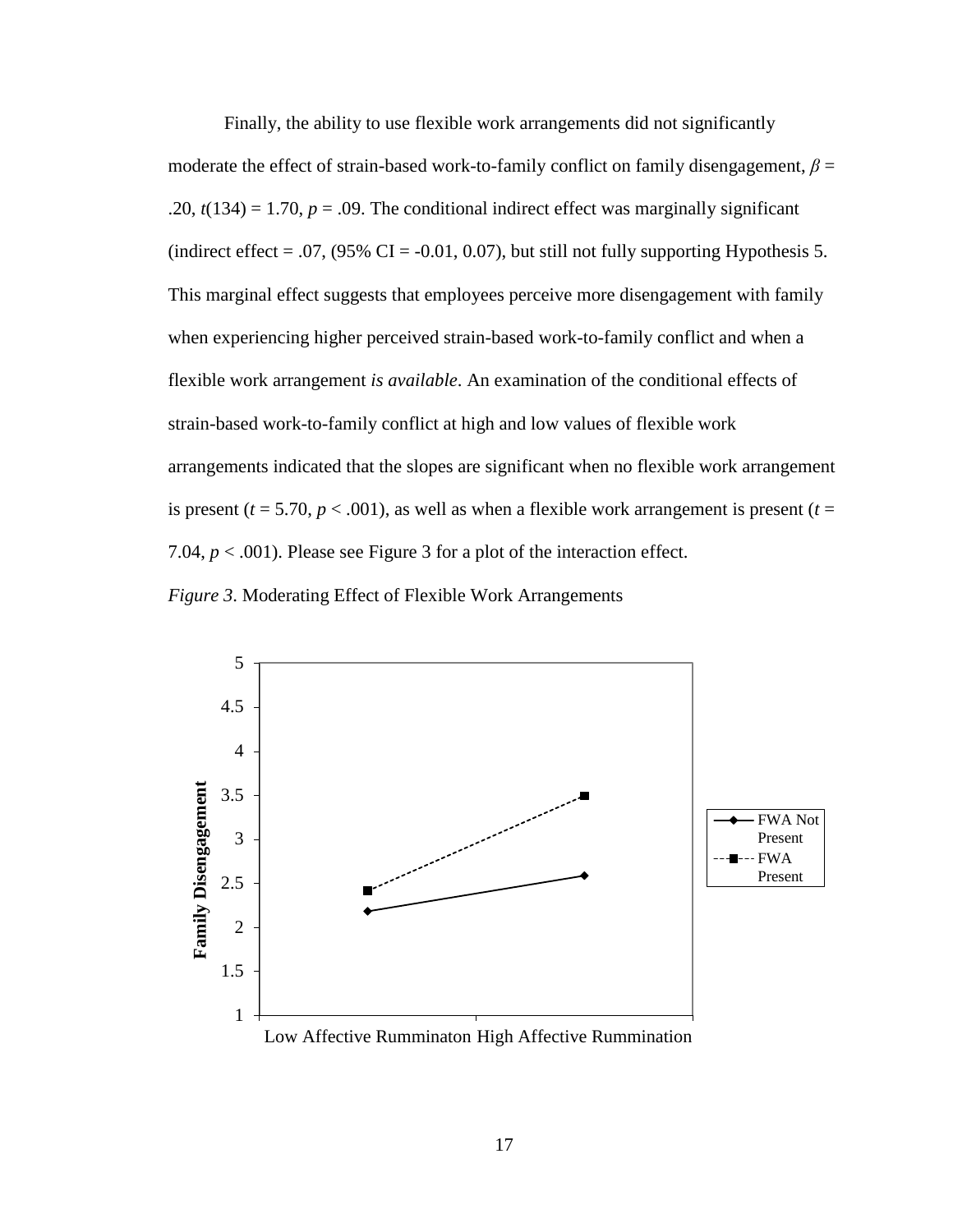Finally, the ability to use flexible work arrangements did not significantly moderate the effect of strain-based work-to-family conflict on family disengagement, $\beta$ = .20, $t(134) = 1.70$, $p = .09$. The conditional indirect effect was marginally significant (indirect effect = .07, (95% CI = -0.01, 0.07), but still not fully supporting Hypothesis 5. This marginal effect suggests that employees perceive more disengagement with family when experiencing higher perceived strain-based work-to-family conflict and when a flexible work arrangement *is available*. An examination of the conditional effects of strain-based work-to-family conflict at high and low values of flexible work arrangements indicated that the slopes are significant when no flexible work arrangement is present ($t = 5.70$, $p < .001$), as well as when a flexible work arrangement is present ($t = 7.04$, $p < .001$). Please see Figure 3 for a plot of the interaction effect.

*Figure 3*. Moderating Effect of Flexible Work Arrangements

Low Affective Rumminaton High Affective Rummination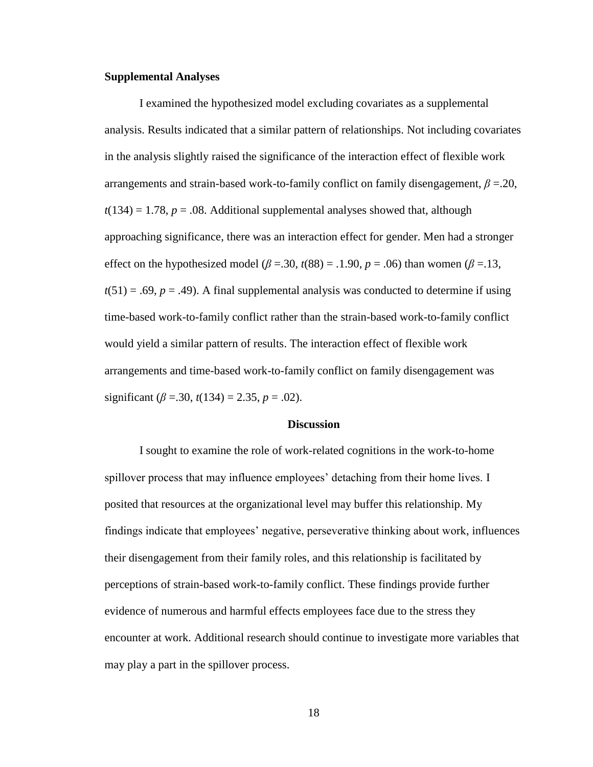### Supplemental Analyses

I examined the hypothesized model excluding covariates as a supplemental analysis. Results indicated that a similar pattern of relationships. Not including covariates in the analysis slightly raised the significance of the interaction effect of flexible work arrangements and strain-based work-to-family conflict on family disengagement, $\beta$ =.20, $t(134)$ = 1.78, $p$ = .08. Additional supplemental analyses showed that, although approaching significance, there was an interaction effect for gender. Men had a stronger effect on the hypothesized model ($\beta$ =.30, $t(88)$ = .1.90, $p$ = .06) than women ($\beta$ =.13, $t(51)$ = .69, $p$ = .49). A final supplemental analysis was conducted to determine if using time-based work-to-family conflict rather than the strain-based work-to-family conflict would yield a similar pattern of results. The interaction effect of flexible work arrangements and time-based work-to-family conflict on family disengagement was significant ($\beta$ =.30, $t(134)$ = 2.35, $p$ = .02).

## Discussion

I sought to examine the role of work-related cognitions in the work-to-home spillover process that may influence employees' detaching from their home lives. I posited that resources at the organizational level may buffer this relationship. My findings indicate that employees' negative, perseverative thinking about work, influences their disengagement from their family roles, and this relationship is facilitated by perceptions of strain-based work-to-family conflict. These findings provide further evidence of numerous and harmful effects employees face due to the stress they encounter at work. Additional research should continue to investigate more variables that may play a part in the spillover process.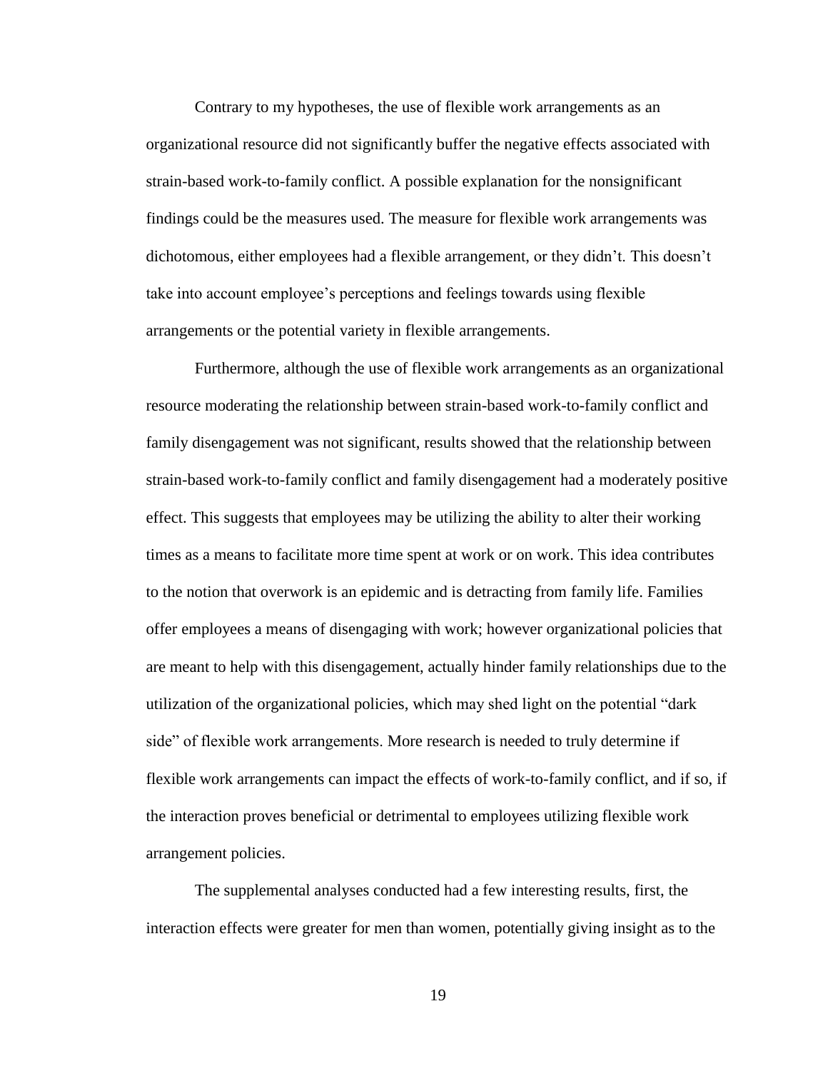Contrary to my hypotheses, the use of flexible work arrangements as an organizational resource did not significantly buffer the negative effects associated with strain-based work-to-family conflict. A possible explanation for the nonsignificant findings could be the measures used. The measure for flexible work arrangements was dichotomous, either employees had a flexible arrangement, or they didn't. This doesn't take into account employee's perceptions and feelings towards using flexible arrangements or the potential variety in flexible arrangements.

Furthermore, although the use of flexible work arrangements as an organizational resource moderating the relationship between strain-based work-to-family conflict and family disengagement was not significant, results showed that the relationship between strain-based work-to-family conflict and family disengagement had a moderately positive effect. This suggests that employees may be utilizing the ability to alter their working times as a means to facilitate more time spent at work or on work. This idea contributes to the notion that overwork is an epidemic and is detracting from family life. Families offer employees a means of disengaging with work; however organizational policies that are meant to help with this disengagement, actually hinder family relationships due to the utilization of the organizational policies, which may shed light on the potential "dark side" of flexible work arrangements. More research is needed to truly determine if flexible work arrangements can impact the effects of work-to-family conflict, and if so, if the interaction proves beneficial or detrimental to employees utilizing flexible work arrangement policies.

The supplemental analyses conducted had a few interesting results, first, the interaction effects were greater for men than women, potentially giving insight as to the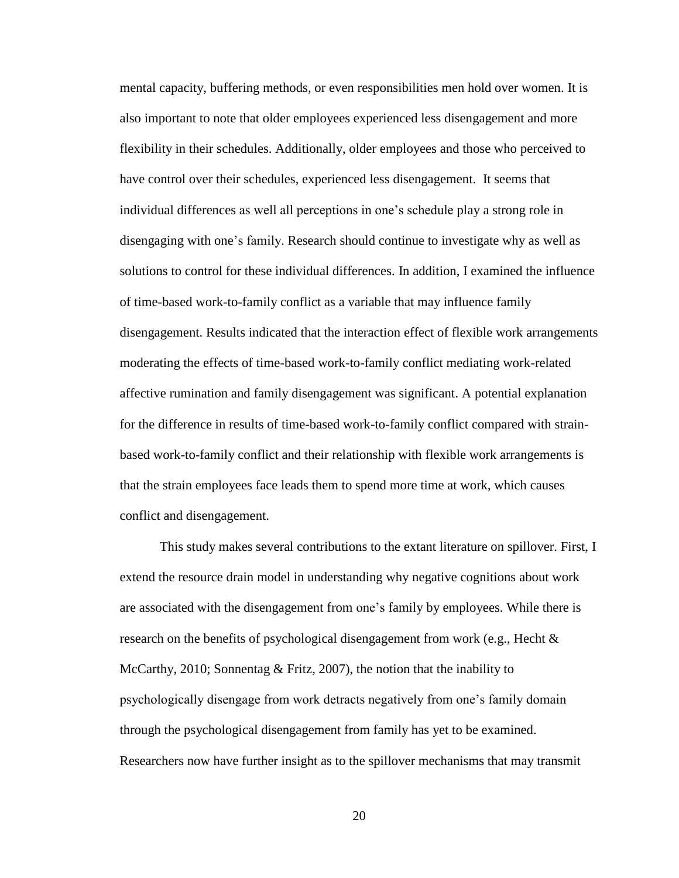mental capacity, buffering methods, or even responsibilities men hold over women. It is also important to note that older employees experienced less disengagement and more flexibility in their schedules. Additionally, older employees and those who perceived to have control over their schedules, experienced less disengagement. It seems that individual differences as well all perceptions in one's schedule play a strong role in disengaging with one's family. Research should continue to investigate why as well as solutions to control for these individual differences. In addition, I examined the influence of time-based work-to-family conflict as a variable that may influence family disengagement. Results indicated that the interaction effect of flexible work arrangements moderating the effects of time-based work-to-family conflict mediating work-related affective rumination and family disengagement was significant. A potential explanation for the difference in results of time-based work-to-family conflict compared with strain-based work-to-family conflict and their relationship with flexible work arrangements is that the strain employees face leads them to spend more time at work, which causes conflict and disengagement.

This study makes several contributions to the extant literature on spillover. First, I extend the resource drain model in understanding why negative cognitions about work are associated with the disengagement from one's family by employees. While there is research on the benefits of psychological disengagement from work (e.g., Hecht & McCarthy, 2010; Sonnentag & Fritz, 2007), the notion that the inability to psychologically disengage from work detracts negatively from one's family domain through the psychological disengagement from family has yet to be examined. Researchers now have further insight as to the spillover mechanisms that may transmit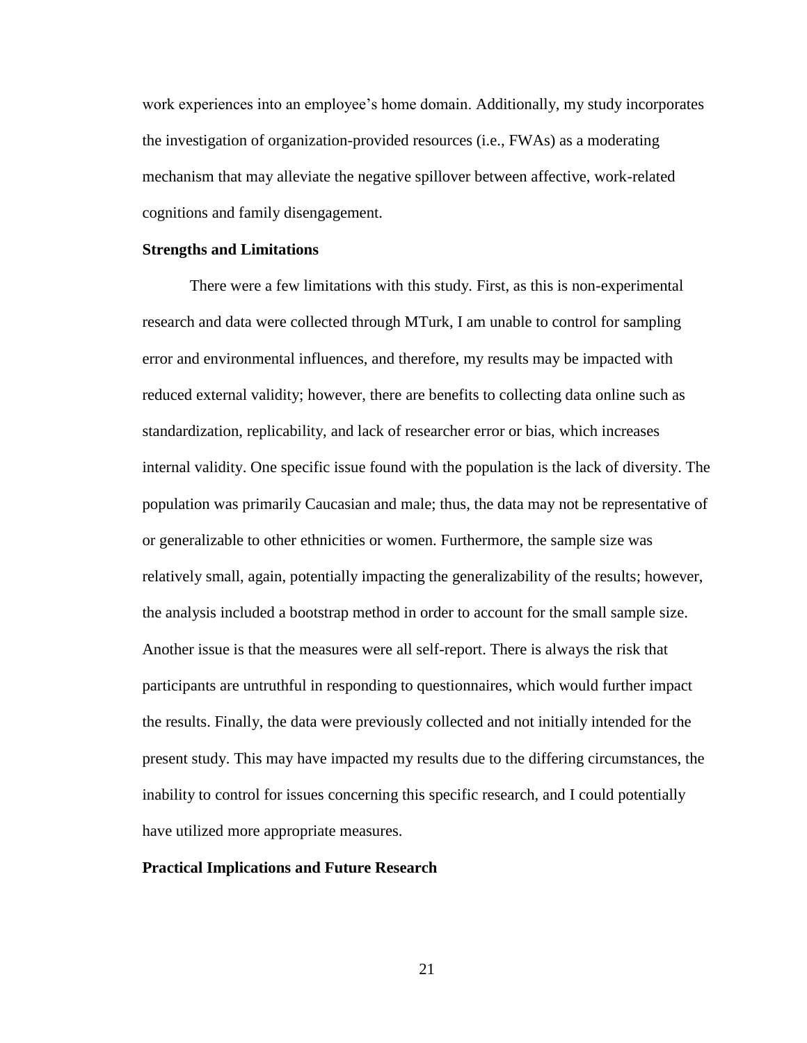work experiences into an employee's home domain. Additionally, my study incorporates the investigation of organization-provided resources (i.e., FWAs) as a moderating mechanism that may alleviate the negative spillover between affective, work-related cognitions and family disengagement.

### Strengths and Limitations

There were a few limitations with this study. First, as this is non-experimental research and data were collected through MTurk, I am unable to control for sampling error and environmental influences, and therefore, my results may be impacted with reduced external validity; however, there are benefits to collecting data online such as standardization, replicability, and lack of researcher error or bias, which increases internal validity. One specific issue found with the population is the lack of diversity. The population was primarily Caucasian and male; thus, the data may not be representative of or generalizable to other ethnicities or women. Furthermore, the sample size was relatively small, again, potentially impacting the generalizability of the results; however, the analysis included a bootstrap method in order to account for the small sample size. Another issue is that the measures were all self-report. There is always the risk that participants are untruthful in responding to questionnaires, which would further impact the results. Finally, the data were previously collected and not initially intended for the present study. This may have impacted my results due to the differing circumstances, the inability to control for issues concerning this specific research, and I could potentially have utilized more appropriate measures.

### Practical Implications and Future Research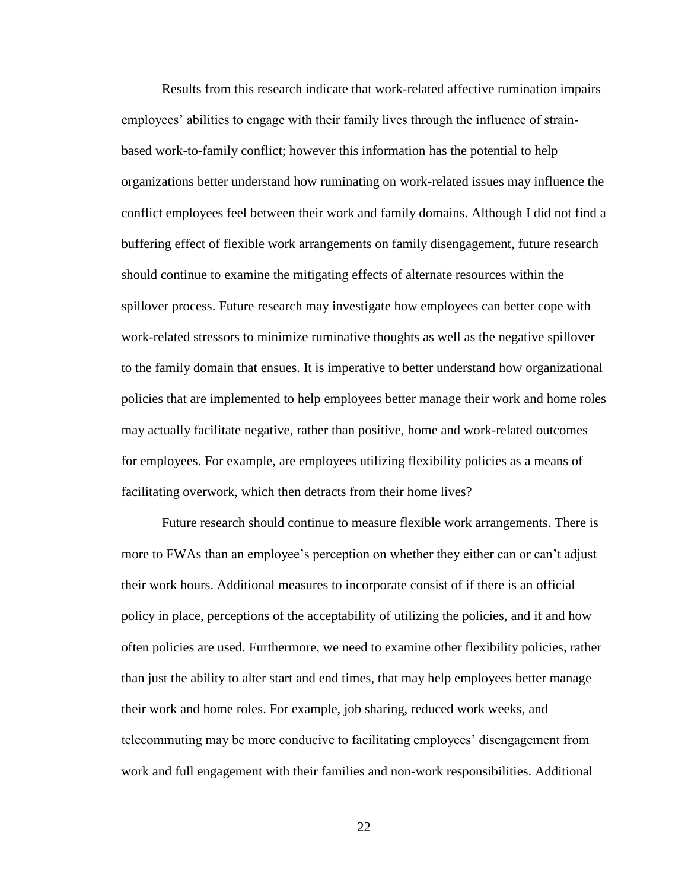Results from this research indicate that work-related affective rumination impairs employees' abilities to engage with their family lives through the influence of strain-based work-to-family conflict; however this information has the potential to help organizations better understand how ruminating on work-related issues may influence the conflict employees feel between their work and family domains. Although I did not find a buffering effect of flexible work arrangements on family disengagement, future research should continue to examine the mitigating effects of alternate resources within the spillover process. Future research may investigate how employees can better cope with work-related stressors to minimize ruminative thoughts as well as the negative spillover to the family domain that ensues. It is imperative to better understand how organizational policies that are implemented to help employees better manage their work and home roles may actually facilitate negative, rather than positive, home and work-related outcomes for employees. For example, are employees utilizing flexibility policies as a means of facilitating overwork, which then detracts from their home lives?

Future research should continue to measure flexible work arrangements. There is more to FWAs than an employee's perception on whether they either can or can't adjust their work hours. Additional measures to incorporate consist of if there is an official policy in place, perceptions of the acceptability of utilizing the policies, and if and how often policies are used. Furthermore, we need to examine other flexibility policies, rather than just the ability to alter start and end times, that may help employees better manage their work and home roles. For example, job sharing, reduced work weeks, and telecommuting may be more conducive to facilitating employees' disengagement from work and full engagement with their families and non-work responsibilities. Additional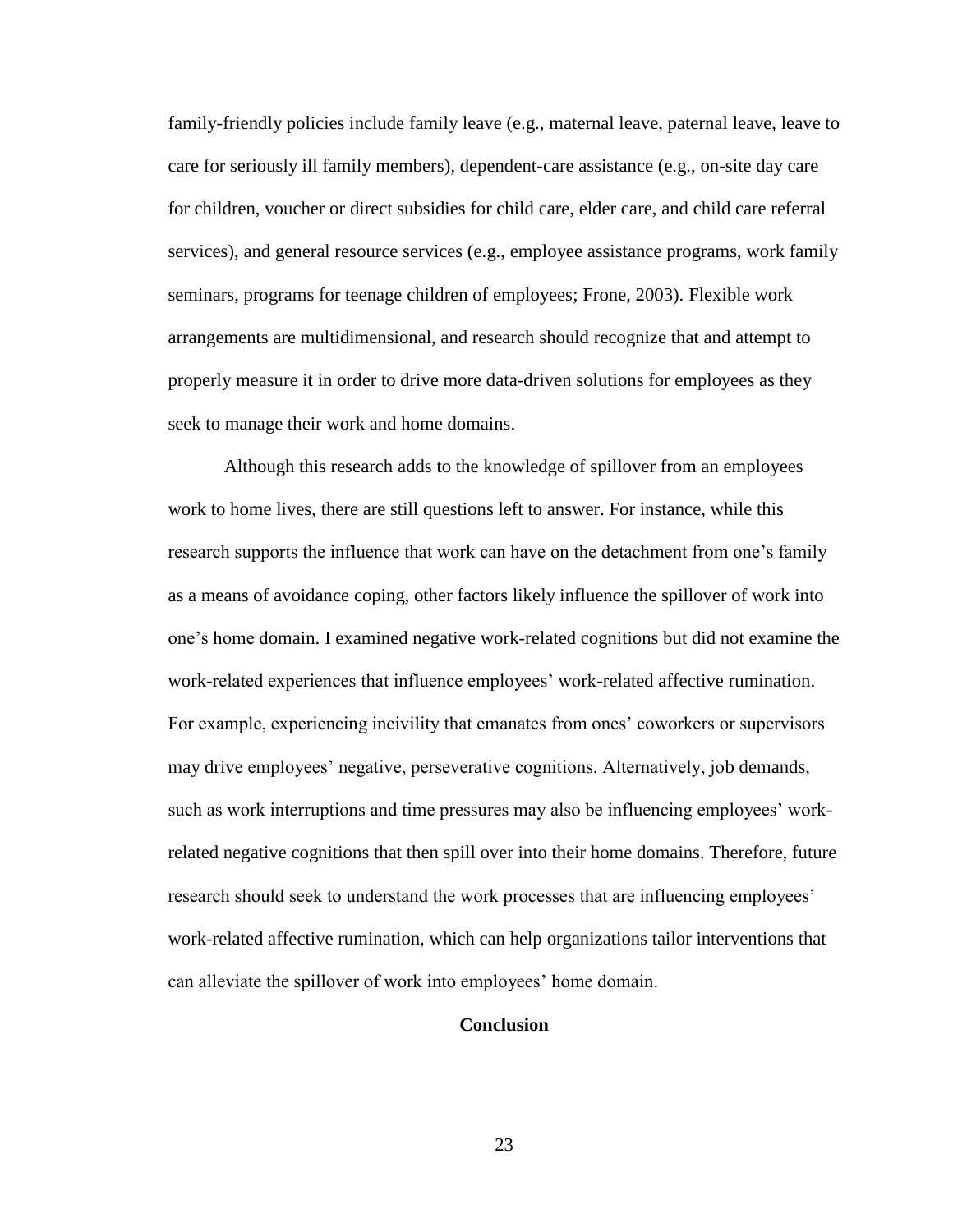family-friendly policies include family leave (e.g., maternal leave, paternal leave, leave to care for seriously ill family members), dependent-care assistance (e.g., on-site day care for children, voucher or direct subsidies for child care, elder care, and child care referral services), and general resource services (e.g., employee assistance programs, work family seminars, programs for teenage children of employees; Frone, 2003). Flexible work arrangements are multidimensional, and research should recognize that and attempt to properly measure it in order to drive more data-driven solutions for employees as they seek to manage their work and home domains.

Although this research adds to the knowledge of spillover from an employees work to home lives, there are still questions left to answer. For instance, while this research supports the influence that work can have on the detachment from one's family as a means of avoidance coping, other factors likely influence the spillover of work into one's home domain. I examined negative work-related cognitions but did not examine the work-related experiences that influence employees' work-related affective rumination. For example, experiencing incivility that emanates from ones' coworkers or supervisors may drive employees' negative, perseverative cognitions. Alternatively, job demands, such as work interruptions and time pressures may also be influencing employees' work-related negative cognitions that then spill over into their home domains. Therefore, future research should seek to understand the work processes that are influencing employees' work-related affective rumination, which can help organizations tailor interventions that can alleviate the spillover of work into employees' home domain.

## Conclusion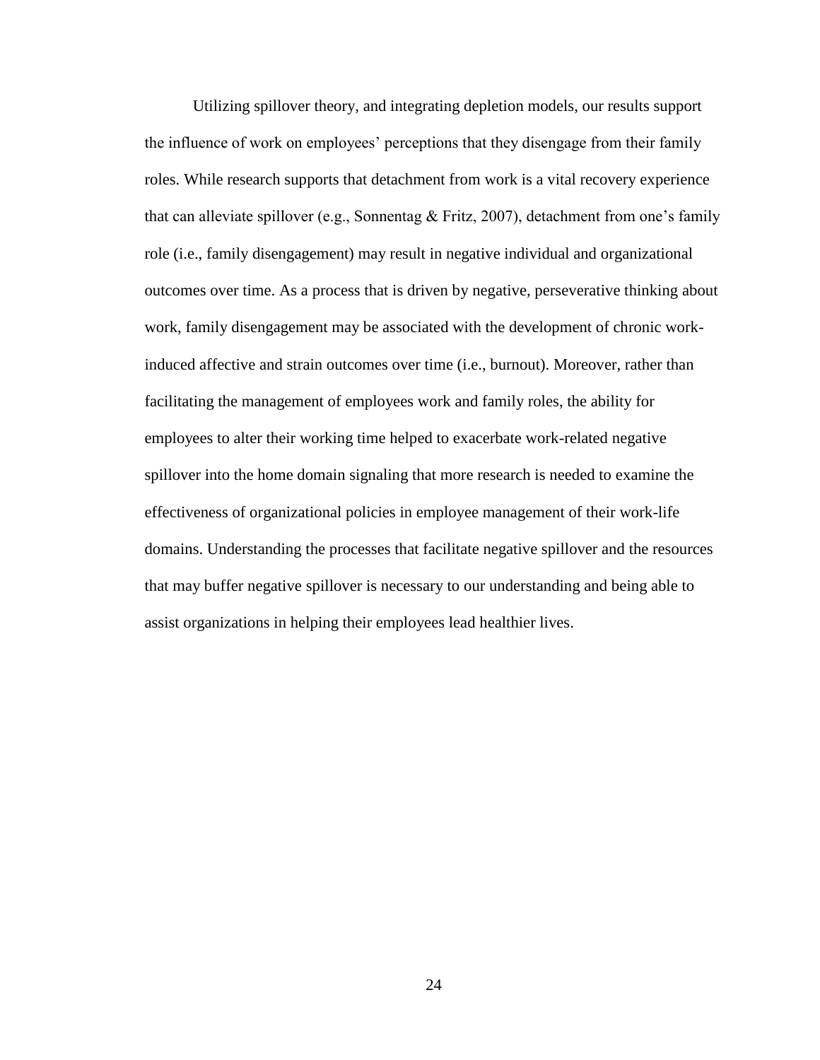Utilizing spillover theory, and integrating depletion models, our results support the influence of work on employees' perceptions that they disengage from their family roles. While research supports that detachment from work is a vital recovery experience that can alleviate spillover (e.g., Sonnentag & Fritz, 2007), detachment from one's family role (i.e., family disengagement) may result in negative individual and organizational outcomes over time. As a process that is driven by negative, perseverative thinking about work, family disengagement may be associated with the development of chronic work-induced affective and strain outcomes over time (i.e., burnout). Moreover, rather than facilitating the management of employees work and family roles, the ability for employees to alter their working time helped to exacerbate work-related negative spillover into the home domain signaling that more research is needed to examine the effectiveness of organizational policies in employee management of their work-life domains. Understanding the processes that facilitate negative spillover and the resources that may buffer negative spillover is necessary to our understanding and being able to assist organizations in helping their employees lead healthier lives.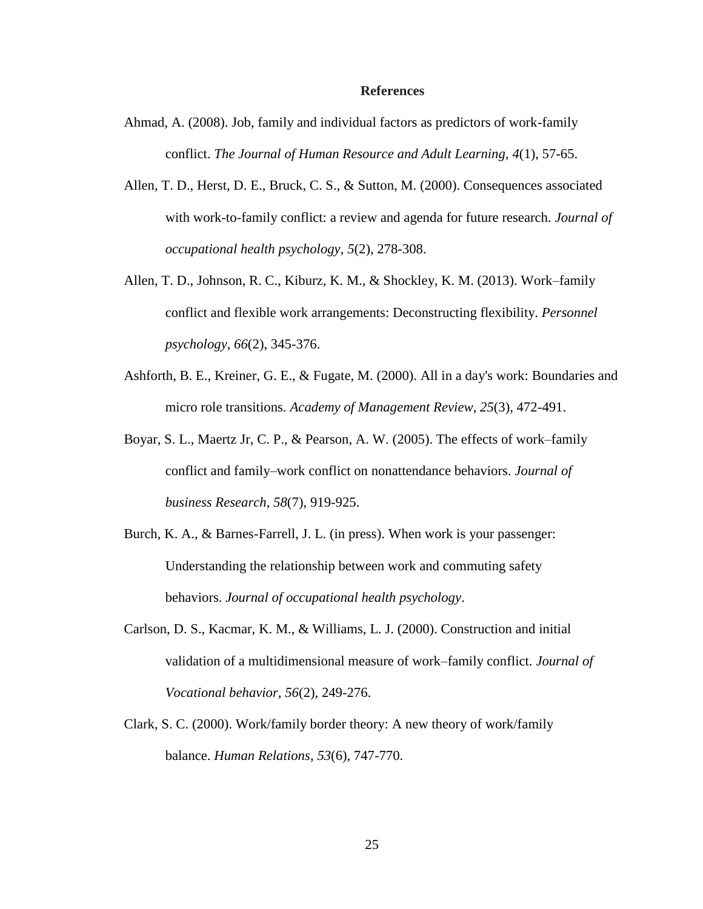# References

Ahmad, A. (2008). Job, family and individual factors as predictors of work-family conflict. *The Journal of Human Resource and Adult Learning*, *4*(1), 57-65.

Allen, T. D., Herst, D. E., Bruck, C. S., & Sutton, M. (2000). Consequences associated with work-to-family conflict: a review and agenda for future research. *Journal of occupational health psychology*, *5*(2), 278-308.

Allen, T. D., Johnson, R. C., Kiburz, K. M., & Shockley, K. M. (2013). Work–family conflict and flexible work arrangements: Deconstructing flexibility. *Personnel psychology*, *66*(2), 345-376.

Ashforth, B. E., Kreiner, G. E., & Fugate, M. (2000). All in a day's work: Boundaries and micro role transitions. *Academy of Management Review*, *25*(3), 472-491.

Boyar, S. L., Maertz Jr, C. P., & Pearson, A. W. (2005). The effects of work–family conflict and family–work conflict on nonattendance behaviors. *Journal of business Research*, *58*(7), 919-925.

Burch, K. A., & Barnes-Farrell, J. L. (in press). When work is your passenger: Understanding the relationship between work and commuting safety behaviors. *Journal of occupational health psychology*.

Carlson, D. S., Kacmar, K. M., & Williams, L. J. (2000). Construction and initial validation of a multidimensional measure of work–family conflict. *Journal of Vocational behavior*, *56*(2), 249-276.

Clark, S. C. (2000). Work/family border theory: A new theory of work/family balance. *Human Relations*, *53*(6), 747-770.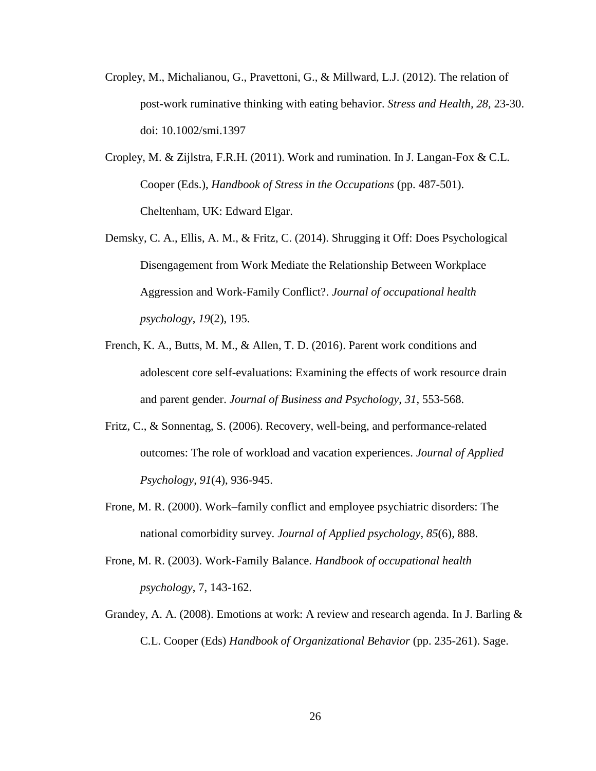Cropley, M., Michalianou, G., Pravettoni, G., & Millward, L.J. (2012). The relation of post-work ruminative thinking with eating behavior. *Stress and Health, 28*, 23-30. doi: 10.1002/smi.1397

Cropley, M. & Zijlstra, F.R.H. (2011). Work and rumination. In J. Langan-Fox & C.L. Cooper (Eds.), *Handbook of Stress in the Occupations* (pp. 487-501). Cheltenham, UK: Edward Elgar.

Demsky, C. A., Ellis, A. M., & Fritz, C. (2014). Shrugging it Off: Does Psychological Disengagement from Work Mediate the Relationship Between Workplace Aggression and Work-Family Conflict?. *Journal of occupational health psychology*, *19*(2), 195.

French, K. A., Butts, M. M., & Allen, T. D. (2016). Parent work conditions and adolescent core self-evaluations: Examining the effects of work resource drain and parent gender. *Journal of Business and Psychology, 31*, 553-568.

Fritz, C., & Sonnentag, S. (2006). Recovery, well-being, and performance-related outcomes: The role of workload and vacation experiences. *Journal of Applied Psychology*, *91*(4), 936-945.

Frone, M. R. (2000). Work–family conflict and employee psychiatric disorders: The national comorbidity survey. *Journal of Applied psychology*, *85*(6), 888.

Frone, M. R. (2003). Work-Family Balance. *Handbook of occupational health psychology*, 7, 143-162.

Grandey, A. A. (2008). Emotions at work: A review and research agenda. In J. Barling & C.L. Cooper (Eds) *Handbook of Organizational Behavior* (pp. 235-261). Sage.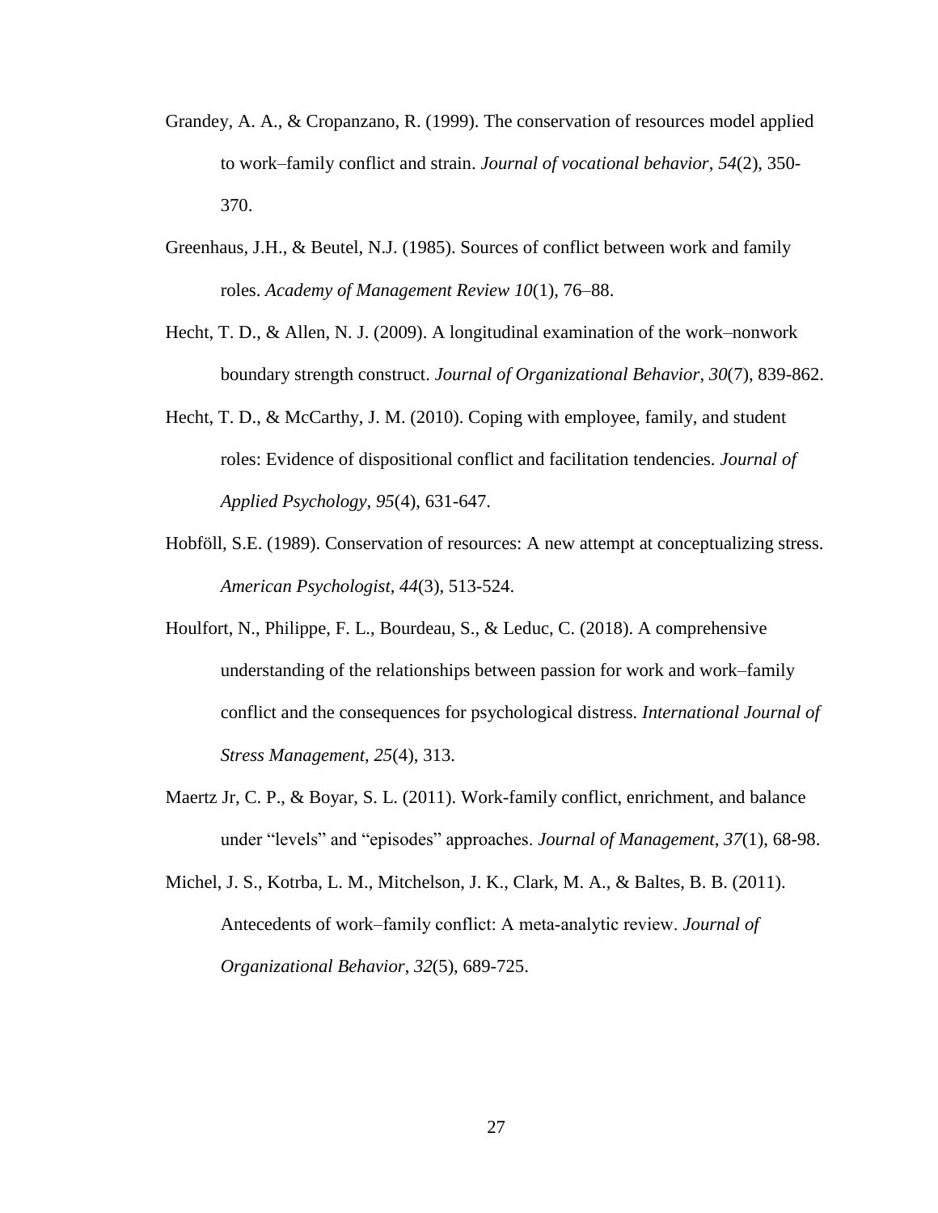Grandey, A. A., & Cropanzano, R. (1999). The conservation of resources model applied to work–family conflict and strain. *Journal of vocational behavior*, *54*(2), 350-370.

Greenhaus, J.H., & Beutel, N.J. (1985). Sources of conflict between work and family roles. *Academy of Management Review 10*(1), 76–88.

Hecht, T. D., & Allen, N. J. (2009). A longitudinal examination of the work–nonwork boundary strength construct. *Journal of Organizational Behavior*, *30*(7), 839-862.

Hecht, T. D., & McCarthy, J. M. (2010). Coping with employee, family, and student roles: Evidence of dispositional conflict and facilitation tendencies. *Journal of Applied Psychology*, *95*(4), 631-647.

Hobföll, S.E. (1989). Conservation of resources: A new attempt at conceptualizing stress. *American Psychologist, 44*(3), 513-524.

Houlfort, N., Philippe, F. L., Bourdeau, S., & Leduc, C. (2018). A comprehensive understanding of the relationships between passion for work and work–family conflict and the consequences for psychological distress. *International Journal of Stress Management*, *25*(4), 313.

Maertz Jr, C. P., & Boyar, S. L. (2011). Work-family conflict, enrichment, and balance under "levels" and "episodes" approaches. *Journal of Management*, *37*(1), 68-98.

Michel, J. S., Kotrba, L. M., Mitchelson, J. K., Clark, M. A., & Baltes, B. B. (2011). Antecedents of work–family conflict: A meta-analytic review. *Journal of Organizational Behavior*, *32*(5), 689-725.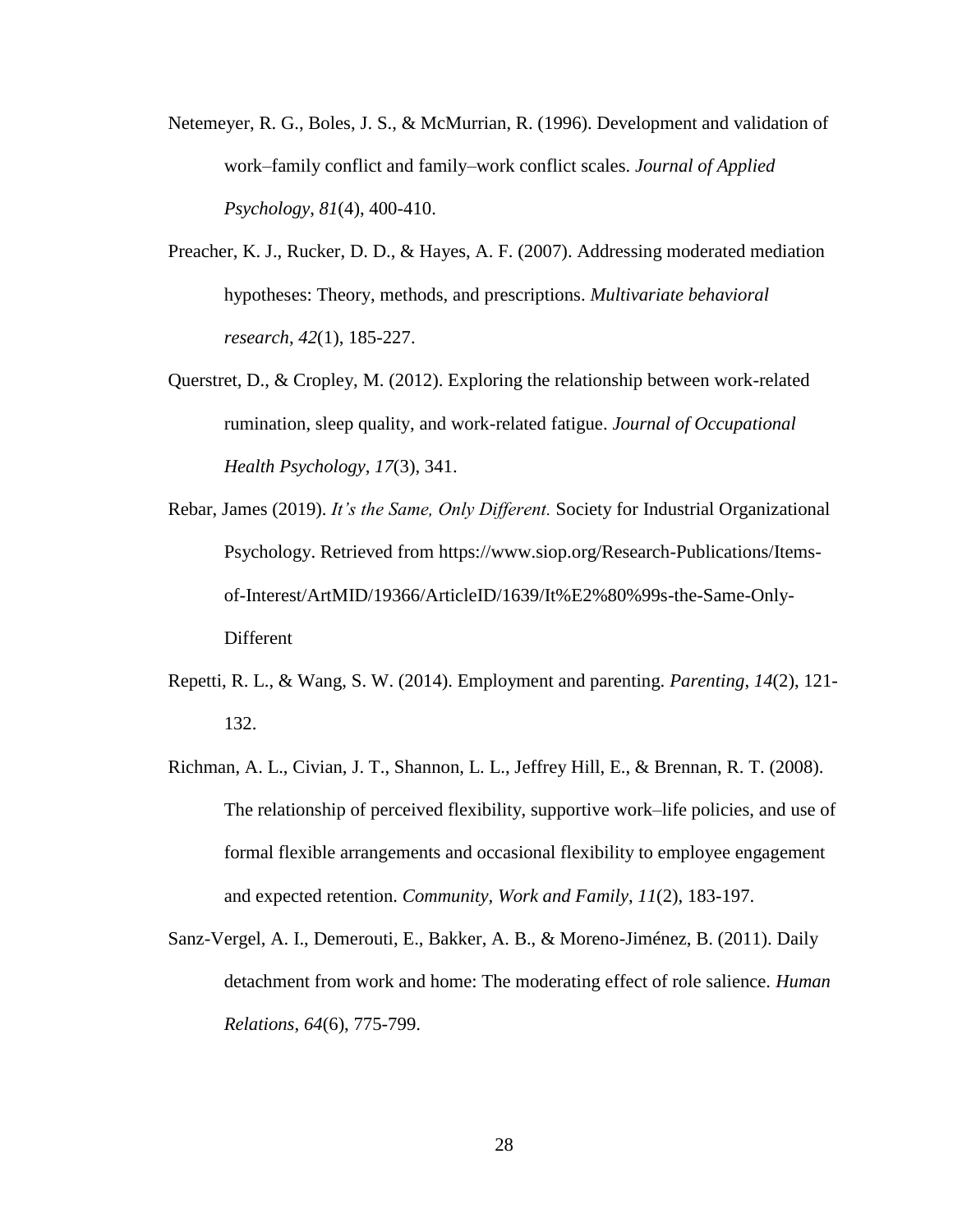Netemeyer, R. G., Boles, J. S., & McMurrian, R. (1996). Development and validation of work–family conflict and family–work conflict scales. *Journal of Applied Psychology*, *81*(4), 400-410.

Preacher, K. J., Rucker, D. D., & Hayes, A. F. (2007). Addressing moderated mediation hypotheses: Theory, methods, and prescriptions. *Multivariate behavioral research*, *42*(1), 185-227.

Querstret, D., & Cropley, M. (2012). Exploring the relationship between work-related rumination, sleep quality, and work-related fatigue. *Journal of Occupational Health Psychology*, *17*(3), 341.

Rebar, James (2019). *It's the Same, Only Different.* Society for Industrial Organizational Psychology. Retrieved from https://www.siop.org/Research-Publications/Items-of-Interest/ArtMID/19366/ArticleID/1639/It%E2%80%99s-the-Same-Only-Different

Repetti, R. L., & Wang, S. W. (2014). Employment and parenting. *Parenting*, *14*(2), 121-132.

Richman, A. L., Civian, J. T., Shannon, L. L., Jeffrey Hill, E., & Brennan, R. T. (2008). The relationship of perceived flexibility, supportive work–life policies, and use of formal flexible arrangements and occasional flexibility to employee engagement and expected retention. *Community, Work and Family*, *11*(2), 183-197.

Sanz-Vergel, A. I., Demerouti, E., Bakker, A. B., & Moreno-Jiménez, B. (2011). Daily detachment from work and home: The moderating effect of role salience. *Human Relations*, *64*(6), 775-799.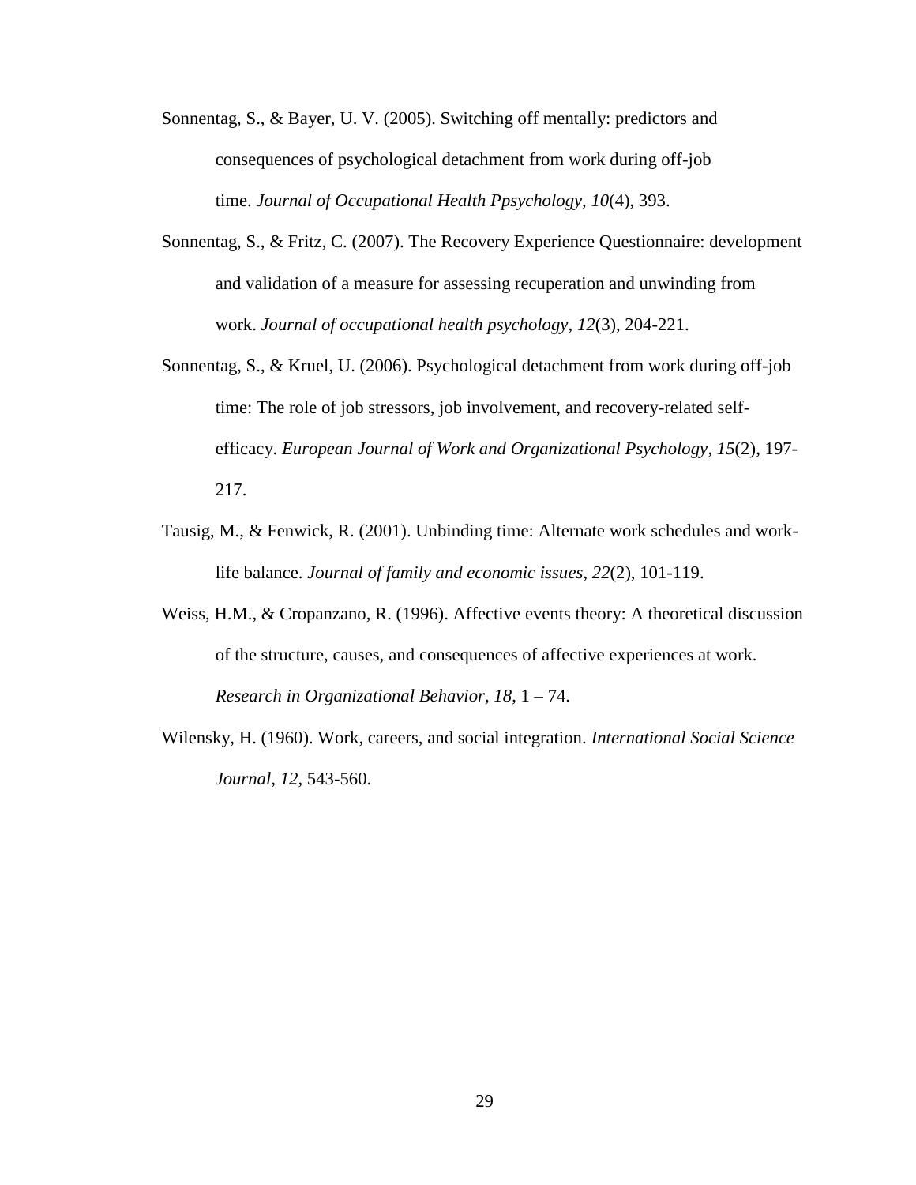Sonnentag, S., & Bayer, U. V. (2005). Switching off mentally: predictors and consequences of psychological detachment from work during off-job time. *Journal of Occupational Health Ppsychology*, *10*(4), 393.

Sonnentag, S., & Fritz, C. (2007). The Recovery Experience Questionnaire: development and validation of a measure for assessing recuperation and unwinding from work. *Journal of occupational health psychology*, *12*(3), 204-221.

Sonnentag, S., & Kruel, U. (2006). Psychological detachment from work during off-job time: The role of job stressors, job involvement, and recovery-related self-efficacy. *European Journal of Work and Organizational Psychology*, *15*(2), 197-217.

Tausig, M., & Fenwick, R. (2001). Unbinding time: Alternate work schedules and work-life balance. *Journal of family and economic issues*, *22*(2), 101-119.

Weiss, H.M., & Cropanzano, R. (1996). Affective events theory: A theoretical discussion of the structure, causes, and consequences of affective experiences at work. *Research in Organizational Behavior, 18,* 1 – 74.

Wilensky, H. (1960). Work, careers, and social integration. *International Social Science Journal, 12,* 543-560.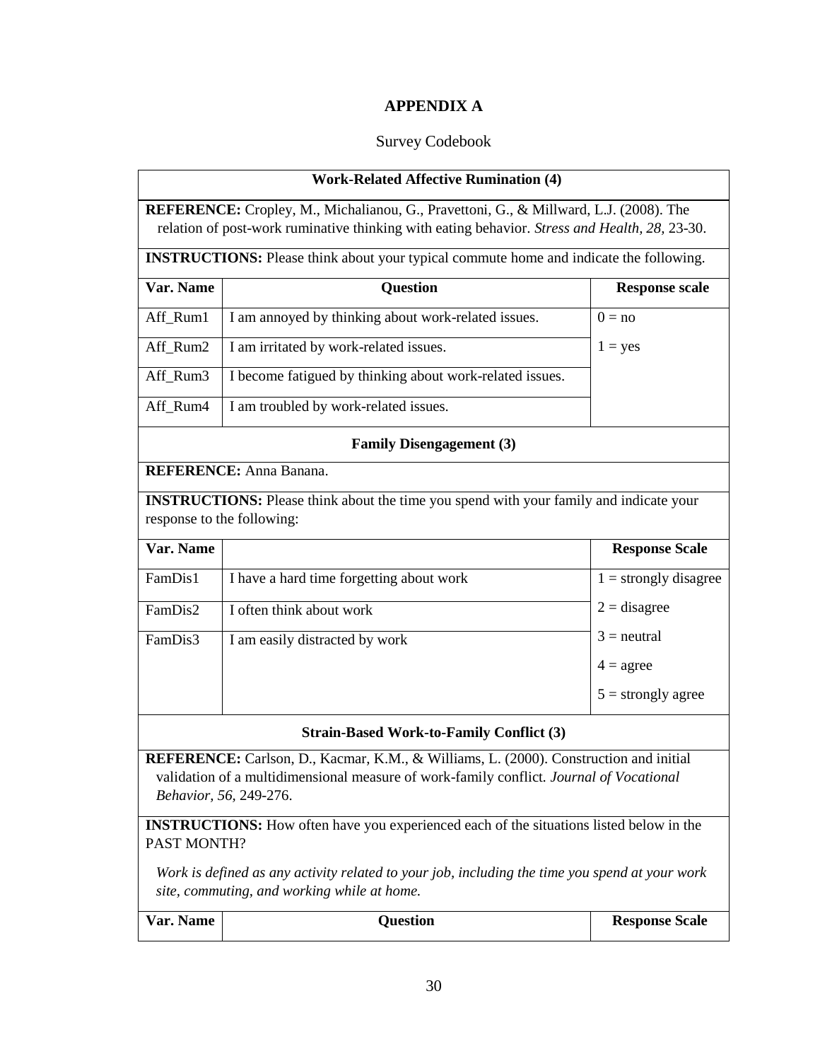# APPENDIX A

Survey Codebook

| **Work-Related Affective Rumination (4)** | | |
|---|---|---|
| **REFERENCE:** Cropley, M., Michalianou, G., Pravettoni, G., & Millward, L.J. (2008). The relation of post-work ruminative thinking with eating behavior. *Stress and Health, 28*, 23-30. | | |
| **INSTRUCTIONS:** Please think about your typical commute home and indicate the following. | | |
| **Var. Name** | **Question** | **Response scale** |
| Aff_Rum1 | I am annoyed by thinking about work-related issues. | 0 = no |
| Aff_Rum2 | I am irritated by work-related issues. | 1 = yes |
| Aff_Rum3 | I become fatigued by thinking about work-related issues. | |
| Aff_Rum4 | I am troubled by work-related issues. | |

| **Family Disengagement (3)** | | |
|---|---|---|
| **REFERENCE:** Anna Banana. | | |
| **INSTRUCTIONS:** Please think about the time you spend with your family and indicate your response to the following: | | |
| **Var. Name** | | **Response Scale** |
| FamDis1 | I have a hard time forgetting about work | 1 = strongly disagree |
| FamDis2 | I often think about work | 2 = disagree |
| FamDis3 | I am easily distracted by work | 3 = neutral |
| | | 4 = agree |
| | | 5 = strongly agree |

| **Strain-Based Work-to-Family Conflict (3)** | | |
|---|---|---|
| **REFERENCE:** Carlson, D., Kacmar, K.M., & Williams, L. (2000). Construction and initial validation of a multidimensional measure of work-family conflict. *Journal of Vocational Behavior, 56*, 249-276. | | |
| **INSTRUCTIONS:** How often have you experienced each of the situations listed below in the PAST MONTH? *Work is defined as any activity related to your job, including the time you spend at your work site, commuting, and working while at home.* | | |
| **Var. Name** | **Question** | **Response Scale** |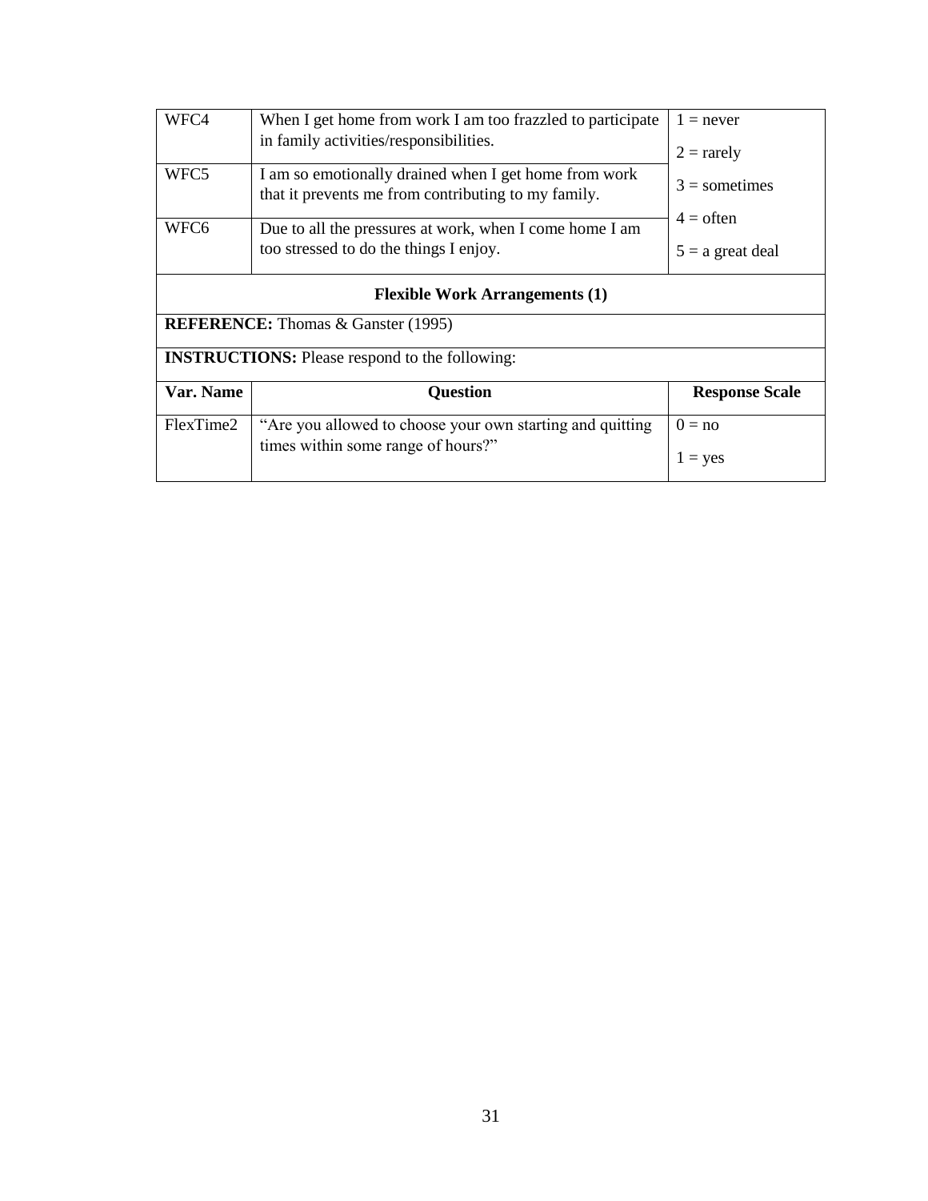| | | |
|---|---|---|
| WFC4 | When I get home from work I am too frazzled to participate in family activities/responsibilities. | 1 = never<br>2 = rarely<br>3 = sometimes<br>4 = often<br>5 = a great deal |
| WFC5 | I am so emotionally drained when I get home from work that it prevents me from contributing to my family. | |
| WFC6 | Due to all the pressures at work, when I come home I am too stressed to do the things I enjoy. | |

**Flexible Work Arrangements (1)**

**REFERENCE:** Thomas & Ganster (1995)

**INSTRUCTIONS:** Please respond to the following:

| Var. Name | Question | Response Scale |
|---|---|---|
| FlexTime2 | "Are you allowed to choose your own starting and quitting times within some range of hours?" | 0 = no<br>1 = yes |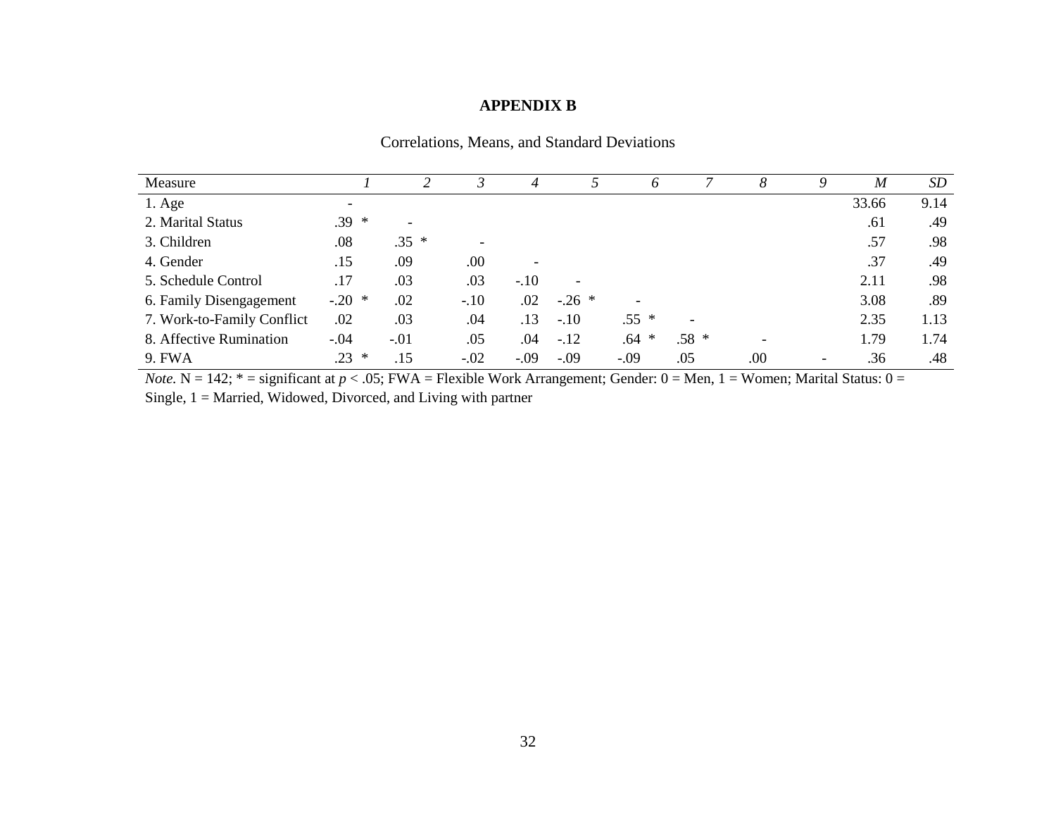## APPENDIX B

Correlations, Means, and Standard Deviations

| Measure | *1* | *2* | *3* | *4* | *5* | *6* | *7* | *8* | *9* | *M* | *SD* |
|---|---|---|---|---|---|---|---|---|---|---|---|
| 1. Age | - | | | | | | | | | 33.66 | 9.14 |
| 2. Marital Status | .39 * | - | | | | | | | | .61 | .49 |
| 3. Children | .08 | .35 * | - | | | | | | | .57 | .98 |
| 4. Gender | .15 | .09 | .00 | - | | | | | | .37 | .49 |
| 5. Schedule Control | .17 | .03 | .03 | -.10 | - | | | | | 2.11 | .98 |
| 6. Family Disengagement | -.20 * | .02 | -.10 | .02 | -.26 * | - | | | | 3.08 | .89 |
| 7. Work-to-Family Conflict | .02 | .03 | .04 | .13 | -.10 | .55 * | - | | | 2.35 | 1.13 |
| 8. Affective Rumination | -.04 | -.01 | .05 | .04 | -.12 | .64 * | .58 * | - | | 1.79 | 1.74 |
| 9. FWA | .23 * | .15 | -.02 | -.09 | -.09 | -.09 | .05 | .00 | - | .36 | .48 |

*Note.* N = 142; * = significant at $p < .05$; FWA = Flexible Work Arrangement; Gender: 0 = Men, 1 = Women; Marital Status: 0 = Single, 1 = Married, Widowed, Divorced, and Living with partner